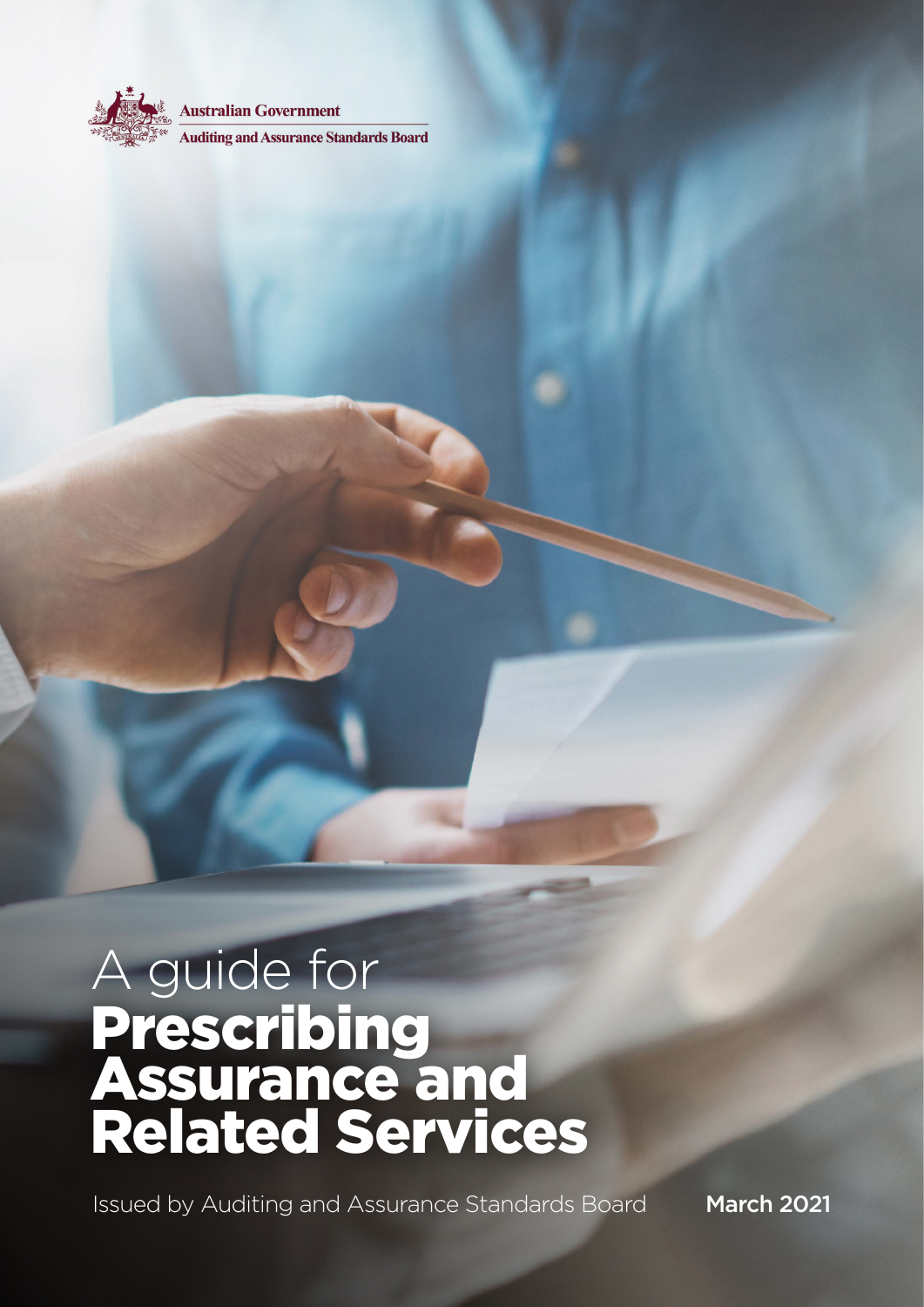Australian Government

Auditing and Assurance Standards Board

# A guide for Prescribing Assurance and Related Services

Issued by Auditing and Assurance Standards Board

**March 2021**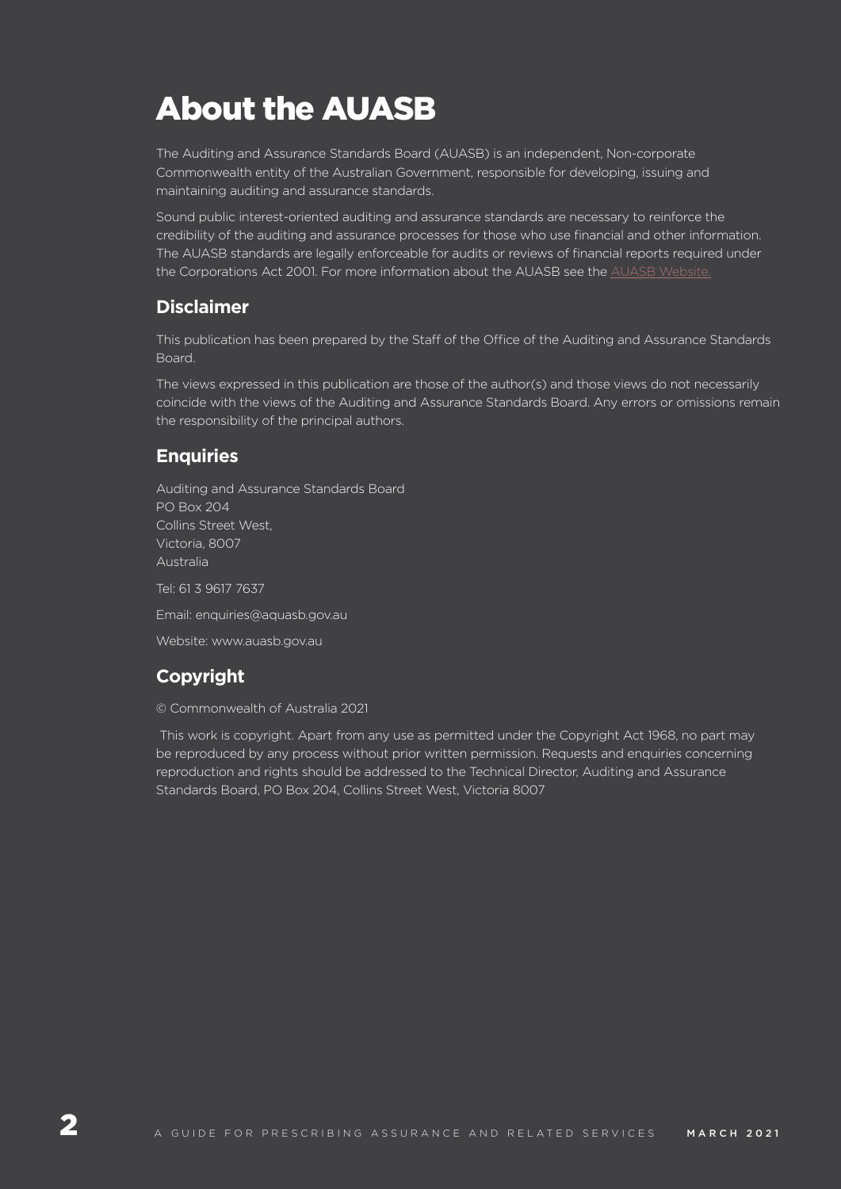# About the AUASB

The Auditing and Assurance Standards Board (AUASB) is an independent, Non-corporate Commonwealth entity of the Australian Government, responsible for developing, issuing and maintaining auditing and assurance standards.

Sound public interest-oriented auditing and assurance standards are necessary to reinforce the credibility of the auditing and assurance processes for those who use financial and other information. The AUASB standards are legally enforceable for audits or reviews of financial reports required under the Corporations Act 2001. For more information about the AUASB see the AUASB Website.

## Disclaimer

This publication has been prepared by the Staff of the Office of the Auditing and Assurance Standards Board.

The views expressed in this publication are those of the author(s) and those views do not necessarily coincide with the views of the Auditing and Assurance Standards Board. Any errors or omissions remain the responsibility of the principal authors.

## Enquiries

Auditing and Assurance Standards Board
PO Box 204
Collins Street West,
Victoria, 8007
Australia

Tel: 61 3 9617 7637

Email: enquiries@aquasb.gov.au

Website: www.auasb.gov.au

## Copyright

© Commonwealth of Australia 2021

This work is copyright. Apart from any use as permitted under the Copyright Act 1968, no part may be reproduced by any process without prior written permission. Requests and enquiries concerning reproduction and rights should be addressed to the Technical Director, Auditing and Assurance Standards Board, PO Box 204, Collins Street West, Victoria 8007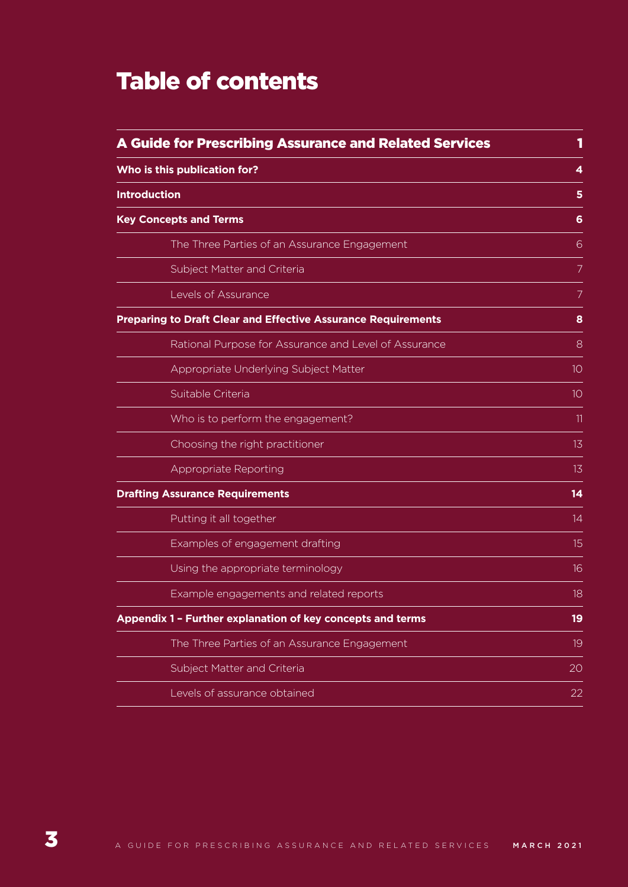# Table of contents

| A Guide for Prescribing Assurance and Related Services | 1 |
|---|---|
| **Who is this publication for?** | **4** |
| **Introduction** | **5** |
| **Key Concepts and Terms** | **6** |
| The Three Parties of an Assurance Engagement | 6 |
| Subject Matter and Criteria | 7 |
| Levels of Assurance | 7 |
| **Preparing to Draft Clear and Effective Assurance Requirements** | **8** |
| Rational Purpose for Assurance and Level of Assurance | 8 |
| Appropriate Underlying Subject Matter | 10 |
| Suitable Criteria | 10 |
| Who is to perform the engagement? | 11 |
| Choosing the right practitioner | 13 |
| Appropriate Reporting | 13 |
| **Drafting Assurance Requirements** | **14** |
| Putting it all together | 14 |
| Examples of engagement drafting | 15 |
| Using the appropriate terminology | 16 |
| Example engagements and related reports | 18 |
| **Appendix 1 – Further explanation of key concepts and terms** | **19** |
| The Three Parties of an Assurance Engagement | 19 |
| Subject Matter and Criteria | 20 |
| Levels of assurance obtained | 22 |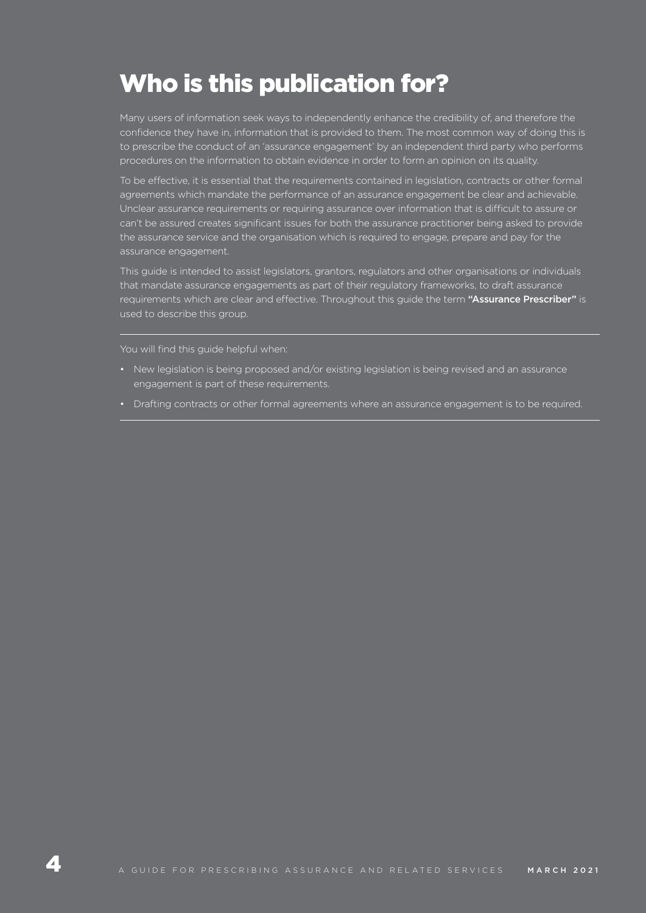# Who is this publication for?

Many users of information seek ways to independently enhance the credibility of, and therefore the confidence they have in, information that is provided to them. The most common way of doing this is to prescribe the conduct of an 'assurance engagement' by an independent third party who performs procedures on the information to obtain evidence in order to form an opinion on its quality.

To be effective, it is essential that the requirements contained in legislation, contracts or other formal agreements which mandate the performance of an assurance engagement be clear and achievable. Unclear assurance requirements or requiring assurance over information that is difficult to assure or can't be assured creates significant issues for both the assurance practitioner being asked to provide the assurance service and the organisation which is required to engage, prepare and pay for the assurance engagement.

This guide is intended to assist legislators, grantors, regulators and other organisations or individuals that mandate assurance engagements as part of their regulatory frameworks, to draft assurance requirements which are clear and effective. Throughout this guide the term **"Assurance Prescriber"** is used to describe this group.

---

You will find this guide helpful when:

- New legislation is being proposed and/or existing legislation is being revised and an assurance engagement is part of these requirements.
- Drafting contracts or other formal agreements where an assurance engagement is to be required.

---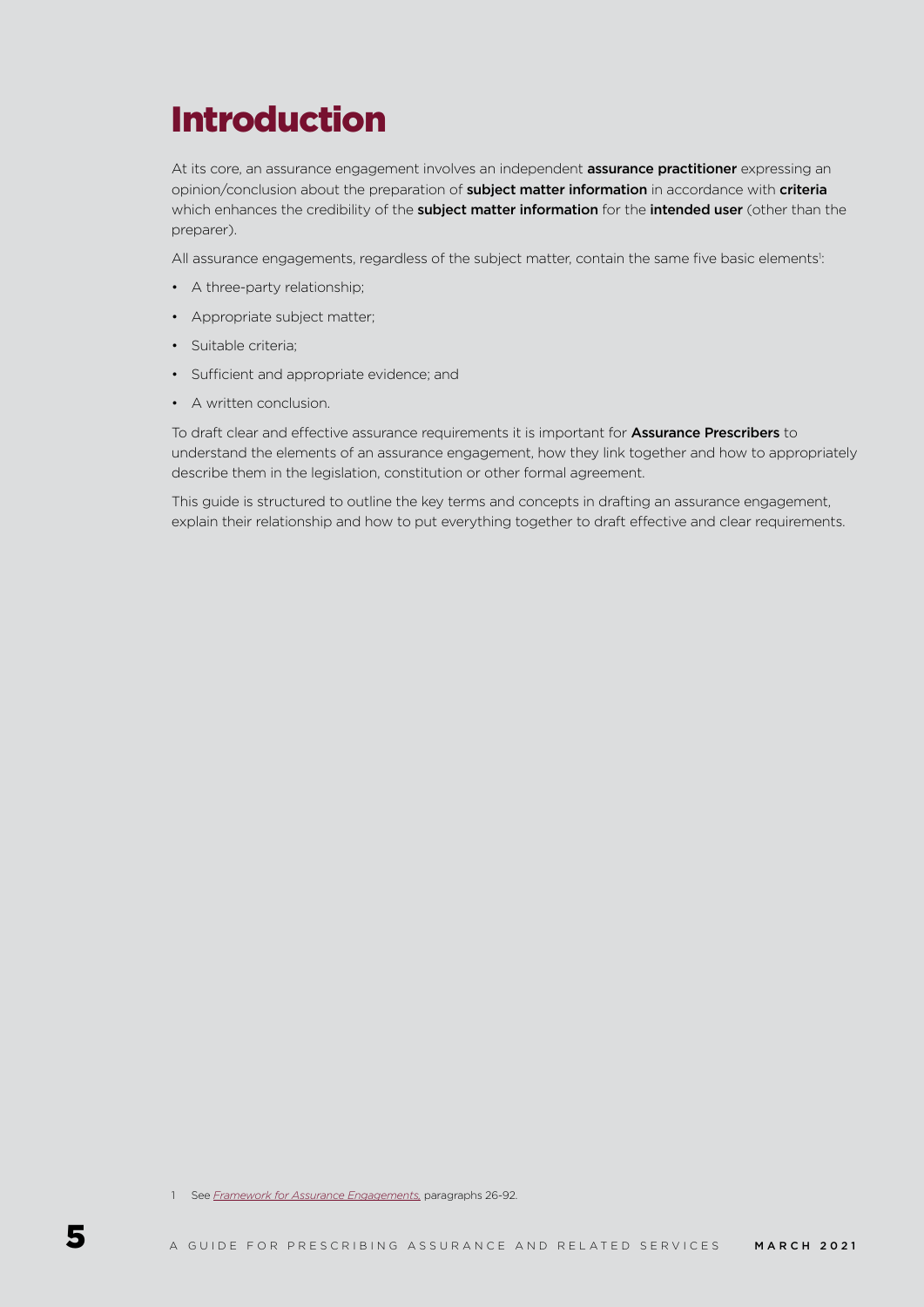# Introduction

At its core, an assurance engagement involves an independent **assurance practitioner** expressing an opinion/conclusion about the preparation of **subject matter information** in accordance with **criteria** which enhances the credibility of the **subject matter information** for the **intended user** (other than the preparer).

All assurance engagements, regardless of the subject matter, contain the same five basic elements[1]:

- A three-party relationship;
- Appropriate subject matter;
- Suitable criteria;
- Sufficient and appropriate evidence; and
- A written conclusion.

To draft clear and effective assurance requirements it is important for **Assurance Prescribers** to understand the elements of an assurance engagement, how they link together and how to appropriately describe them in the legislation, constitution or other formal agreement.

This guide is structured to outline the key terms and concepts in drafting an assurance engagement, explain their relationship and how to put everything together to draft effective and clear requirements.

1 See *Framework for Assurance Engagements*, paragraphs 26-92.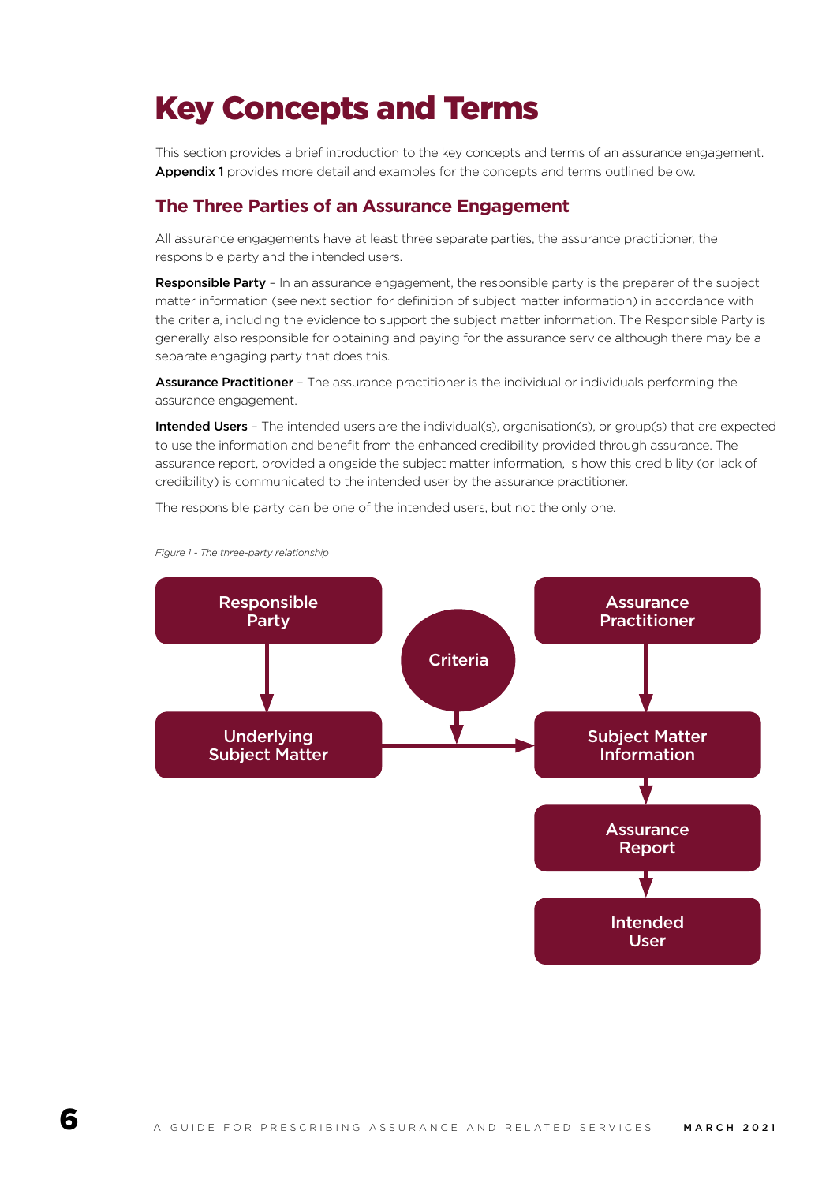# Key Concepts and Terms

This section provides a brief introduction to the key concepts and terms of an assurance engagement. **Appendix 1** provides more detail and examples for the concepts and terms outlined below.

## The Three Parties of an Assurance Engagement

All assurance engagements have at least three separate parties, the assurance practitioner, the responsible party and the intended users.

**Responsible Party** – In an assurance engagement, the responsible party is the preparer of the subject matter information (see next section for definition of subject matter information) in accordance with the criteria, including the evidence to support the subject matter information. The Responsible Party is generally also responsible for obtaining and paying for the assurance service although there may be a separate engaging party that does this.

**Assurance Practitioner** – The assurance practitioner is the individual or individuals performing the assurance engagement.

**Intended Users** – The intended users are the individual(s), organisation(s), or group(s) that are expected to use the information and benefit from the enhanced credibility provided through assurance. The assurance report, provided alongside the subject matter information, is how this credibility (or lack of credibility) is communicated to the intended user by the assurance practitioner.

The responsible party can be one of the intended users, but not the only one.

*Figure 1 - The three-party relationship*

Responsible Party → Underlying Subject Matter → (Criteria) → Subject Matter Information

Assurance Practitioner → Subject Matter Information → Assurance Report → Intended User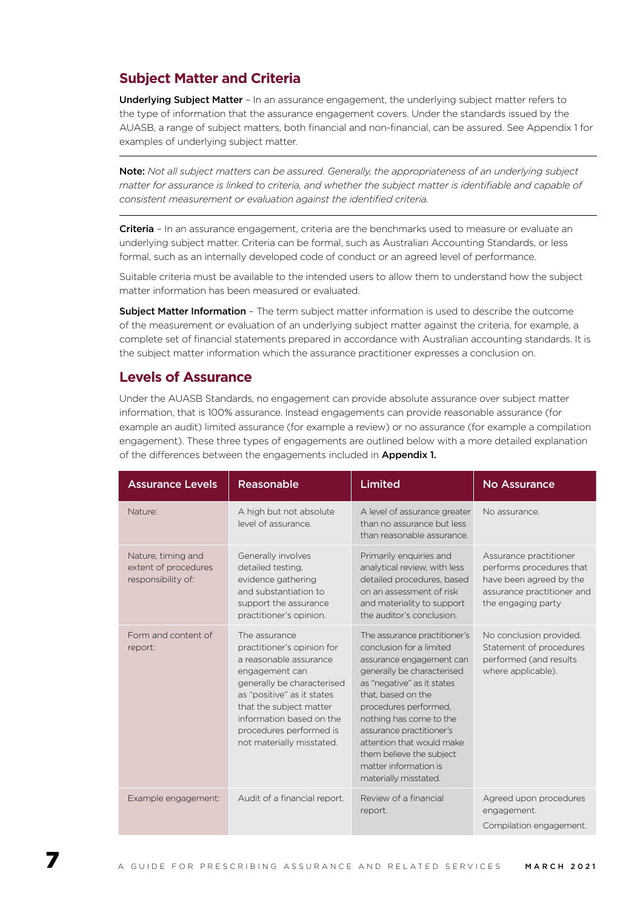## Subject Matter and Criteria

**Underlying Subject Matter** – In an assurance engagement, the underlying subject matter refers to the type of information that the assurance engagement covers. Under the standards issued by the AUASB, a range of subject matters, both financial and non-financial, can be assured. See Appendix 1 for examples of underlying subject matter.

---

**Note:** *Not all subject matters can be assured. Generally, the appropriateness of an underlying subject matter for assurance is linked to criteria, and whether the subject matter is identifiable and capable of consistent measurement or evaluation against the identified criteria.*

---

**Criteria** – In an assurance engagement, criteria are the benchmarks used to measure or evaluate an underlying subject matter. Criteria can be formal, such as Australian Accounting Standards, or less formal, such as an internally developed code of conduct or an agreed level of performance.

Suitable criteria must be available to the intended users to allow them to understand how the subject matter information has been measured or evaluated.

**Subject Matter Information** – The term subject matter information is used to describe the outcome of the measurement or evaluation of an underlying subject matter against the criteria, for example, a complete set of financial statements prepared in accordance with Australian accounting standards. It is the subject matter information which the assurance practitioner expresses a conclusion on.

## Levels of Assurance

Under the AUASB Standards, no engagement can provide absolute assurance over subject matter information, that is 100% assurance. Instead engagements can provide reasonable assurance (for example an audit) limited assurance (for example a review) or no assurance (for example a compilation engagement). These three types of engagements are outlined below with a more detailed explanation of the differences between the engagements included in **Appendix 1.**

| Assurance Levels | Reasonable | Limited | No Assurance |
|---|---|---|---|
| Nature: | A high but not absolute level of assurance. | A level of assurance greater than no assurance but less than reasonable assurance. | No assurance. |
| Nature, timing and extent of procedures responsibility of: | Generally involves detailed testing, evidence gathering and substantiation to support the assurance practitioner's opinion. | Primarily enquiries and analytical review, with less detailed procedures, based on an assessment of risk and materiality to support the auditor's conclusion. | Assurance practitioner performs procedures that have been agreed by the assurance practitioner and the engaging party |
| Form and content of report: | The assurance practitioner's opinion for a reasonable assurance engagement can generally be characterised as "positive" as it states that the subject matter information based on the procedures performed is not materially misstated. | The assurance practitioner's conclusion for a limited assurance engagement can generally be characterised as "negative" as it states that, based on the procedures performed, nothing has come to the assurance practitioner's attention that would make them believe the subject matter information is materially misstated. | No conclusion provided. Statement of procedures performed (and results where applicable). |
| Example engagement: | Audit of a financial report. | Review of a financial report. | Agreed upon procedures engagement.<br>Compilation engagement. |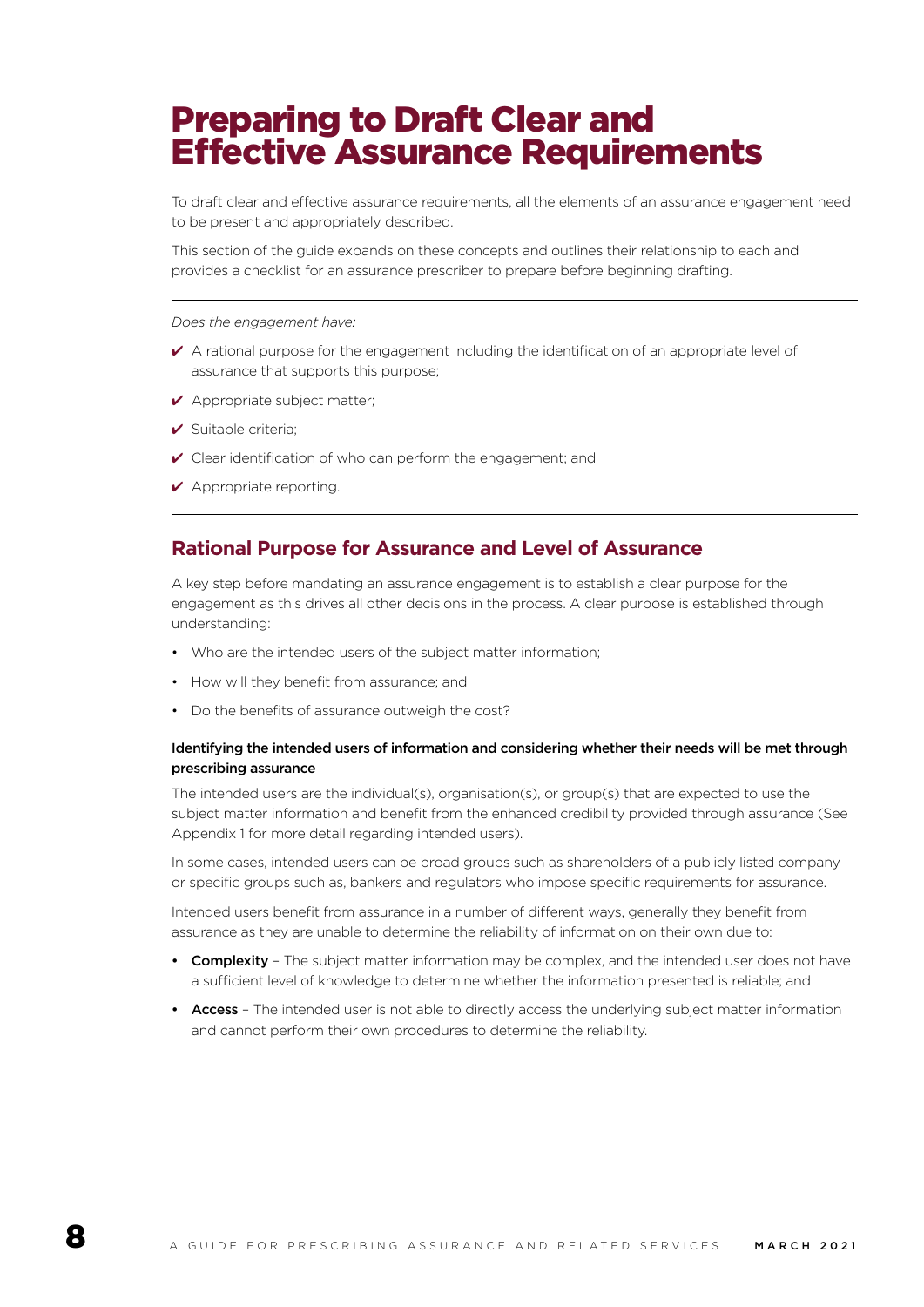# Preparing to Draft Clear and Effective Assurance Requirements

To draft clear and effective assurance requirements, all the elements of an assurance engagement need to be present and appropriately described.

This section of the guide expands on these concepts and outlines their relationship to each and provides a checklist for an assurance prescriber to prepare before beginning drafting.

---

*Does the engagement have:*

- ✔ A rational purpose for the engagement including the identification of an appropriate level of assurance that supports this purpose;
- ✔ Appropriate subject matter;
- ✔ Suitable criteria;
- ✔ Clear identification of who can perform the engagement; and
- ✔ Appropriate reporting.

---

## Rational Purpose for Assurance and Level of Assurance

A key step before mandating an assurance engagement is to establish a clear purpose for the engagement as this drives all other decisions in the process. A clear purpose is established through understanding:

- Who are the intended users of the subject matter information;
- How will they benefit from assurance; and
- Do the benefits of assurance outweigh the cost?

### Identifying the intended users of information and considering whether their needs will be met through prescribing assurance

The intended users are the individual(s), organisation(s), or group(s) that are expected to use the subject matter information and benefit from the enhanced credibility provided through assurance (See Appendix 1 for more detail regarding intended users).

In some cases, intended users can be broad groups such as shareholders of a publicly listed company or specific groups such as, bankers and regulators who impose specific requirements for assurance.

Intended users benefit from assurance in a number of different ways, generally they benefit from assurance as they are unable to determine the reliability of information on their own due to:

- **Complexity** – The subject matter information may be complex, and the intended user does not have a sufficient level of knowledge to determine whether the information presented is reliable; and
- **Access** – The intended user is not able to directly access the underlying subject matter information and cannot perform their own procedures to determine the reliability.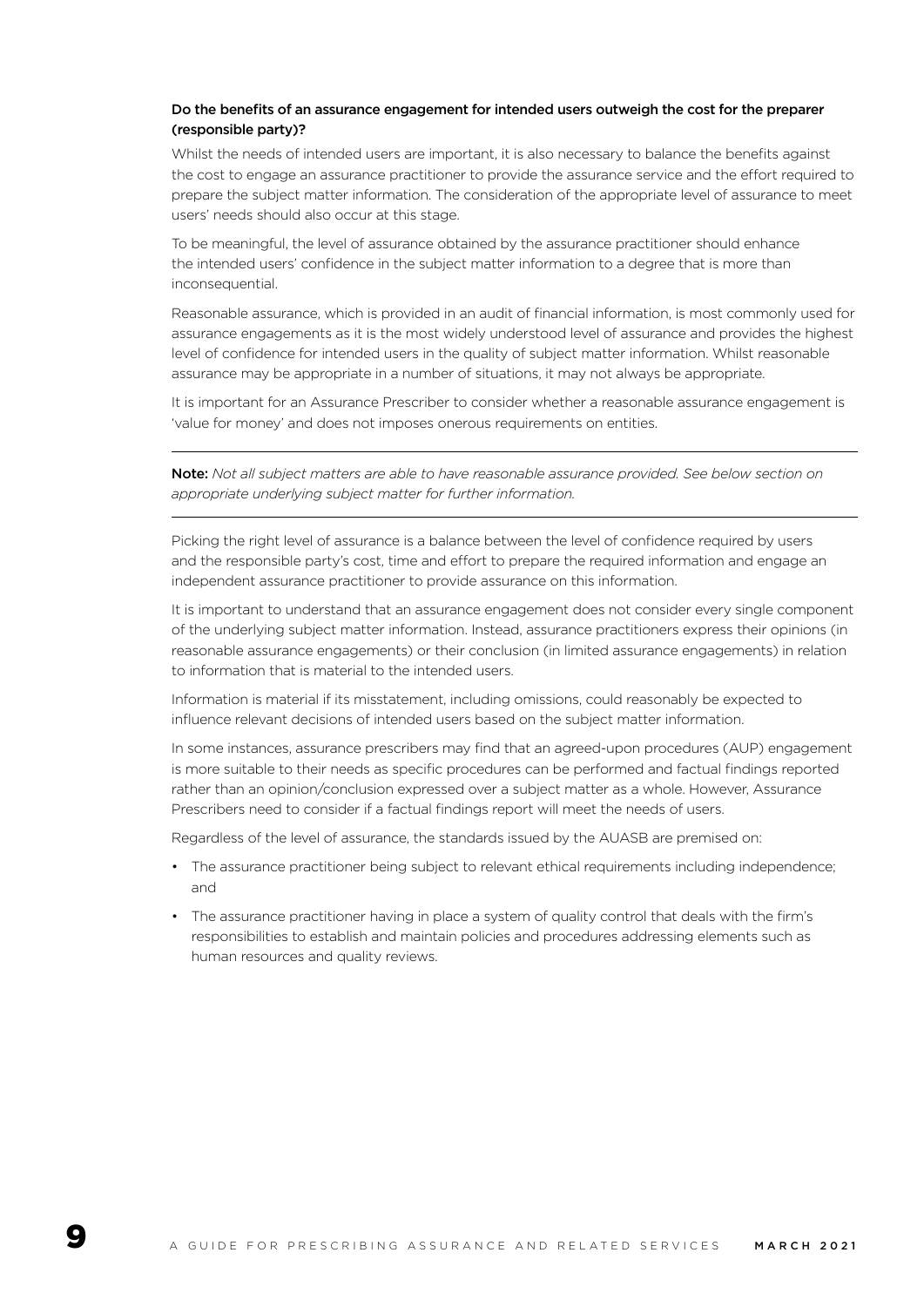### Do the benefits of an assurance engagement for intended users outweigh the cost for the preparer (responsible party)?

Whilst the needs of intended users are important, it is also necessary to balance the benefits against the cost to engage an assurance practitioner to provide the assurance service and the effort required to prepare the subject matter information. The consideration of the appropriate level of assurance to meet users' needs should also occur at this stage.

To be meaningful, the level of assurance obtained by the assurance practitioner should enhance the intended users' confidence in the subject matter information to a degree that is more than inconsequential.

Reasonable assurance, which is provided in an audit of financial information, is most commonly used for assurance engagements as it is the most widely understood level of assurance and provides the highest level of confidence for intended users in the quality of subject matter information. Whilst reasonable assurance may be appropriate in a number of situations, it may not always be appropriate.

It is important for an Assurance Prescriber to consider whether a reasonable assurance engagement is 'value for money' and does not imposes onerous requirements on entities.

---

**Note:** *Not all subject matters are able to have reasonable assurance provided. See below section on appropriate underlying subject matter for further information.*

---

Picking the right level of assurance is a balance between the level of confidence required by users and the responsible party's cost, time and effort to prepare the required information and engage an independent assurance practitioner to provide assurance on this information.

It is important to understand that an assurance engagement does not consider every single component of the underlying subject matter information. Instead, assurance practitioners express their opinions (in reasonable assurance engagements) or their conclusion (in limited assurance engagements) in relation to information that is material to the intended users.

Information is material if its misstatement, including omissions, could reasonably be expected to influence relevant decisions of intended users based on the subject matter information.

In some instances, assurance prescribers may find that an agreed-upon procedures (AUP) engagement is more suitable to their needs as specific procedures can be performed and factual findings reported rather than an opinion/conclusion expressed over a subject matter as a whole. However, Assurance Prescribers need to consider if a factual findings report will meet the needs of users.

Regardless of the level of assurance, the standards issued by the AUASB are premised on:

- The assurance practitioner being subject to relevant ethical requirements including independence; and
- The assurance practitioner having in place a system of quality control that deals with the firm's responsibilities to establish and maintain policies and procedures addressing elements such as human resources and quality reviews.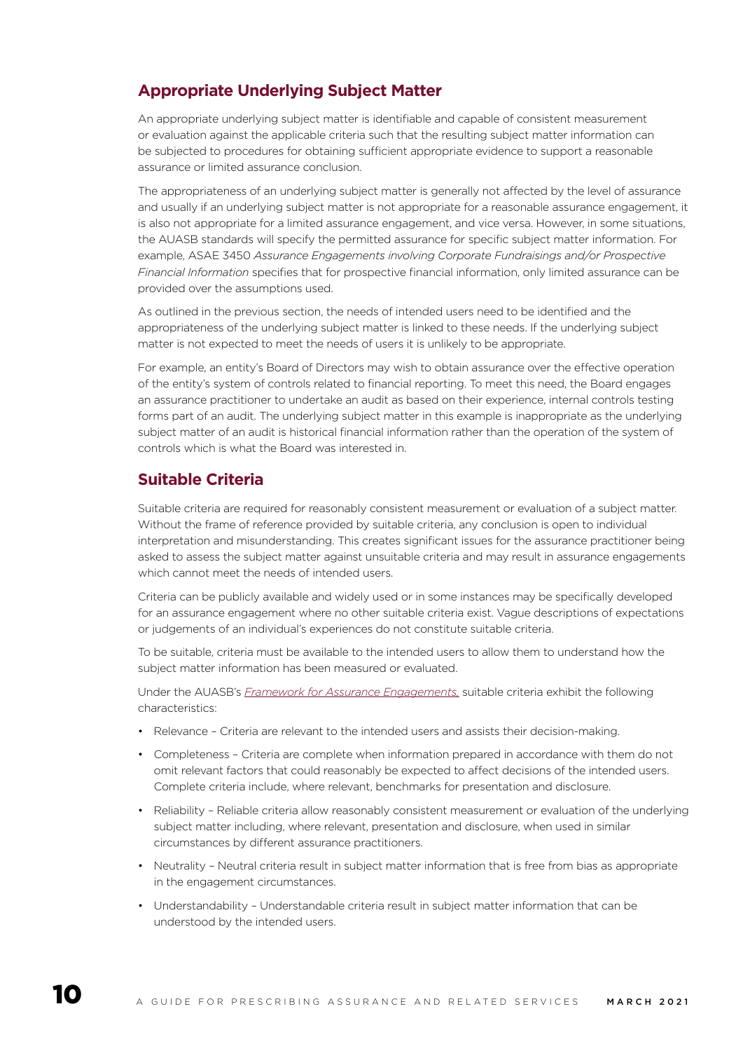## Appropriate Underlying Subject Matter

An appropriate underlying subject matter is identifiable and capable of consistent measurement or evaluation against the applicable criteria such that the resulting subject matter information can be subjected to procedures for obtaining sufficient appropriate evidence to support a reasonable assurance or limited assurance conclusion.

The appropriateness of an underlying subject matter is generally not affected by the level of assurance and usually if an underlying subject matter is not appropriate for a reasonable assurance engagement, it is also not appropriate for a limited assurance engagement, and vice versa. However, in some situations, the AUASB standards will specify the permitted assurance for specific subject matter information. For example, ASAE 3450 *Assurance Engagements involving Corporate Fundraisings and/or Prospective Financial Information* specifies that for prospective financial information, only limited assurance can be provided over the assumptions used.

As outlined in the previous section, the needs of intended users need to be identified and the appropriateness of the underlying subject matter is linked to these needs. If the underlying subject matter is not expected to meet the needs of users it is unlikely to be appropriate.

For example, an entity's Board of Directors may wish to obtain assurance over the effective operation of the entity's system of controls related to financial reporting. To meet this need, the Board engages an assurance practitioner to undertake an audit as based on their experience, internal controls testing forms part of an audit. The underlying subject matter in this example is inappropriate as the underlying subject matter of an audit is historical financial information rather than the operation of the system of controls which is what the Board was interested in.

## Suitable Criteria

Suitable criteria are required for reasonably consistent measurement or evaluation of a subject matter. Without the frame of reference provided by suitable criteria, any conclusion is open to individual interpretation and misunderstanding. This creates significant issues for the assurance practitioner being asked to assess the subject matter against unsuitable criteria and may result in assurance engagements which cannot meet the needs of intended users.

Criteria can be publicly available and widely used or in some instances may be specifically developed for an assurance engagement where no other suitable criteria exist. Vague descriptions of expectations or judgements of an individual's experiences do not constitute suitable criteria.

To be suitable, criteria must be available to the intended users to allow them to understand how the subject matter information has been measured or evaluated.

Under the AUASB's *Framework for Assurance Engagements,* suitable criteria exhibit the following characteristics:

- Relevance – Criteria are relevant to the intended users and assists their decision-making.
- Completeness – Criteria are complete when information prepared in accordance with them do not omit relevant factors that could reasonably be expected to affect decisions of the intended users. Complete criteria include, where relevant, benchmarks for presentation and disclosure.
- Reliability – Reliable criteria allow reasonably consistent measurement or evaluation of the underlying subject matter including, where relevant, presentation and disclosure, when used in similar circumstances by different assurance practitioners.
- Neutrality – Neutral criteria result in subject matter information that is free from bias as appropriate in the engagement circumstances.
- Understandability – Understandable criteria result in subject matter information that can be understood by the intended users.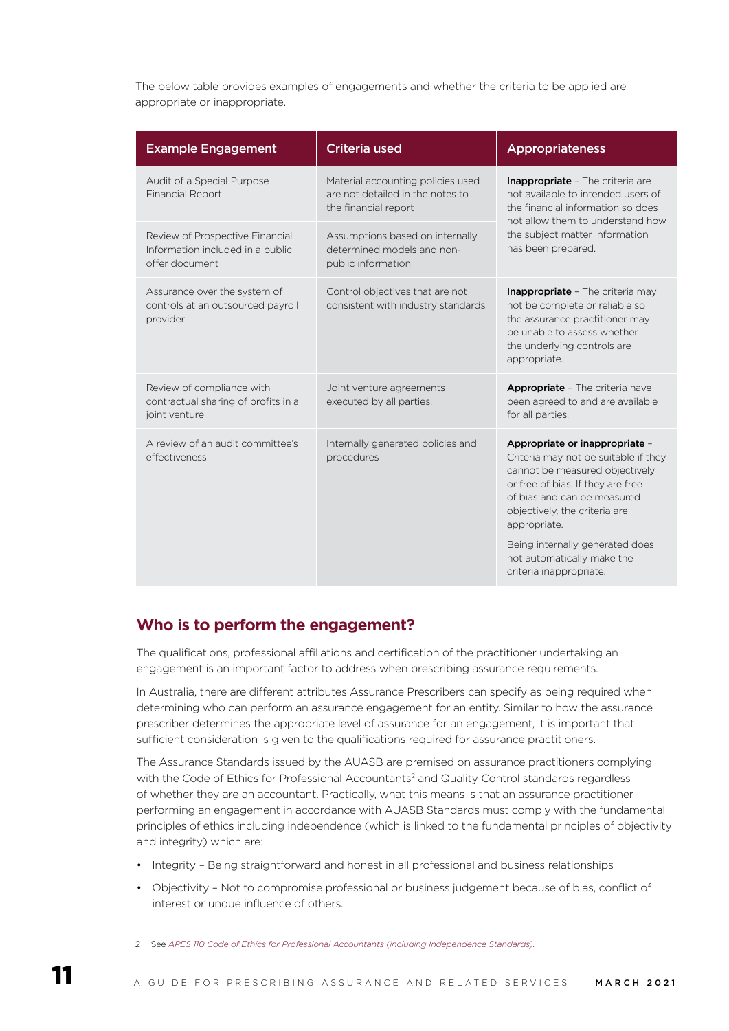The below table provides examples of engagements and whether the criteria to be applied are appropriate or inappropriate.

| Example Engagement | Criteria used | Appropriateness |
| --- | --- | --- |
| Audit of a Special Purpose Financial Report | Material accounting policies used are not detailed in the notes to the financial report | **Inappropriate** – The criteria are not available to intended users of the financial information so does not allow them to understand how the subject matter information has been prepared. |
| Review of Prospective Financial Information included in a public offer document | Assumptions based on internally determined models and non-public information | |
| Assurance over the system of controls at an outsourced payroll provider | Control objectives that are not consistent with industry standards | **Inappropriate** – The criteria may not be complete or reliable so the assurance practitioner may be unable to assess whether the underlying controls are appropriate. |
| Review of compliance with contractual sharing of profits in a joint venture | Joint venture agreements executed by all parties. | **Appropriate** – The criteria have been agreed to and are available for all parties. |
| A review of an audit committee's effectiveness | Internally generated policies and procedures | **Appropriate or inappropriate** – Criteria may not be suitable if they cannot be measured objectively or free of bias. If they are free of bias and can be measured objectively, the criteria are appropriate. Being internally generated does not automatically make the criteria inappropriate. |

## Who is to perform the engagement?

The qualifications, professional affiliations and certification of the practitioner undertaking an engagement is an important factor to address when prescribing assurance requirements.

In Australia, there are different attributes Assurance Prescribers can specify as being required when determining who can perform an assurance engagement for an entity. Similar to how the assurance prescriber determines the appropriate level of assurance for an engagement, it is important that sufficient consideration is given to the qualifications required for assurance practitioners.

The Assurance Standards issued by the AUASB are premised on assurance practitioners complying with the Code of Ethics for Professional Accountants[2] and Quality Control standards regardless of whether they are an accountant. Practically, what this means is that an assurance practitioner performing an engagement in accordance with AUASB Standards must comply with the fundamental principles of ethics including independence (which is linked to the fundamental principles of objectivity and integrity) which are:

- Integrity – Being straightforward and honest in all professional and business relationships
- Objectivity – Not to compromise professional or business judgement because of bias, conflict of interest or undue influence of others.

2 See *APES 110 Code of Ethics for Professional Accountants (including Independence Standards).*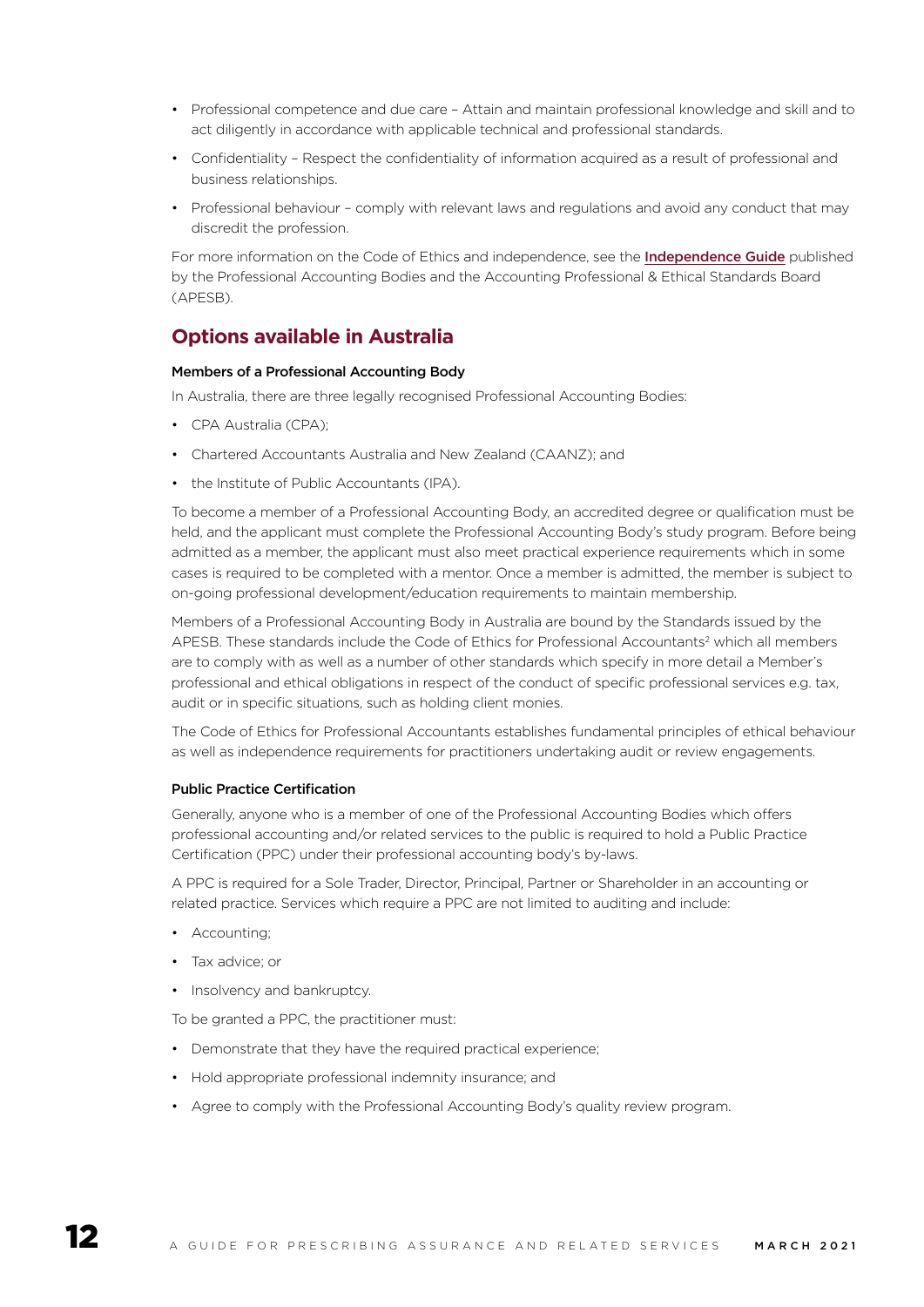- Professional competence and due care – Attain and maintain professional knowledge and skill and to act diligently in accordance with applicable technical and professional standards.
- Confidentiality – Respect the confidentiality of information acquired as a result of professional and business relationships.
- Professional behaviour – comply with relevant laws and regulations and avoid any conduct that may discredit the profession.

For more information on the Code of Ethics and independence, see the **Independence Guide** published by the Professional Accounting Bodies and the Accounting Professional & Ethical Standards Board (APESB).

## Options available in Australia

#### Members of a Professional Accounting Body

In Australia, there are three legally recognised Professional Accounting Bodies:

- CPA Australia (CPA);
- Chartered Accountants Australia and New Zealand (CAANZ); and
- the Institute of Public Accountants (IPA).

To become a member of a Professional Accounting Body, an accredited degree or qualification must be held, and the applicant must complete the Professional Accounting Body's study program. Before being admitted as a member, the applicant must also meet practical experience requirements which in some cases is required to be completed with a mentor. Once a member is admitted, the member is subject to on-going professional development/education requirements to maintain membership.

Members of a Professional Accounting Body in Australia are bound by the Standards issued by the APESB. These standards include the Code of Ethics for Professional Accountants[2] which all members are to comply with as well as a number of other standards which specify in more detail a Member's professional and ethical obligations in respect of the conduct of specific professional services e.g. tax, audit or in specific situations, such as holding client monies.

The Code of Ethics for Professional Accountants establishes fundamental principles of ethical behaviour as well as independence requirements for practitioners undertaking audit or review engagements.

#### Public Practice Certification

Generally, anyone who is a member of one of the Professional Accounting Bodies which offers professional accounting and/or related services to the public is required to hold a Public Practice Certification (PPC) under their professional accounting body's by-laws.

A PPC is required for a Sole Trader, Director, Principal, Partner or Shareholder in an accounting or related practice. Services which require a PPC are not limited to auditing and include:

- Accounting;
- Tax advice; or
- Insolvency and bankruptcy.

To be granted a PPC, the practitioner must:

- Demonstrate that they have the required practical experience;
- Hold appropriate professional indemnity insurance; and
- Agree to comply with the Professional Accounting Body's quality review program.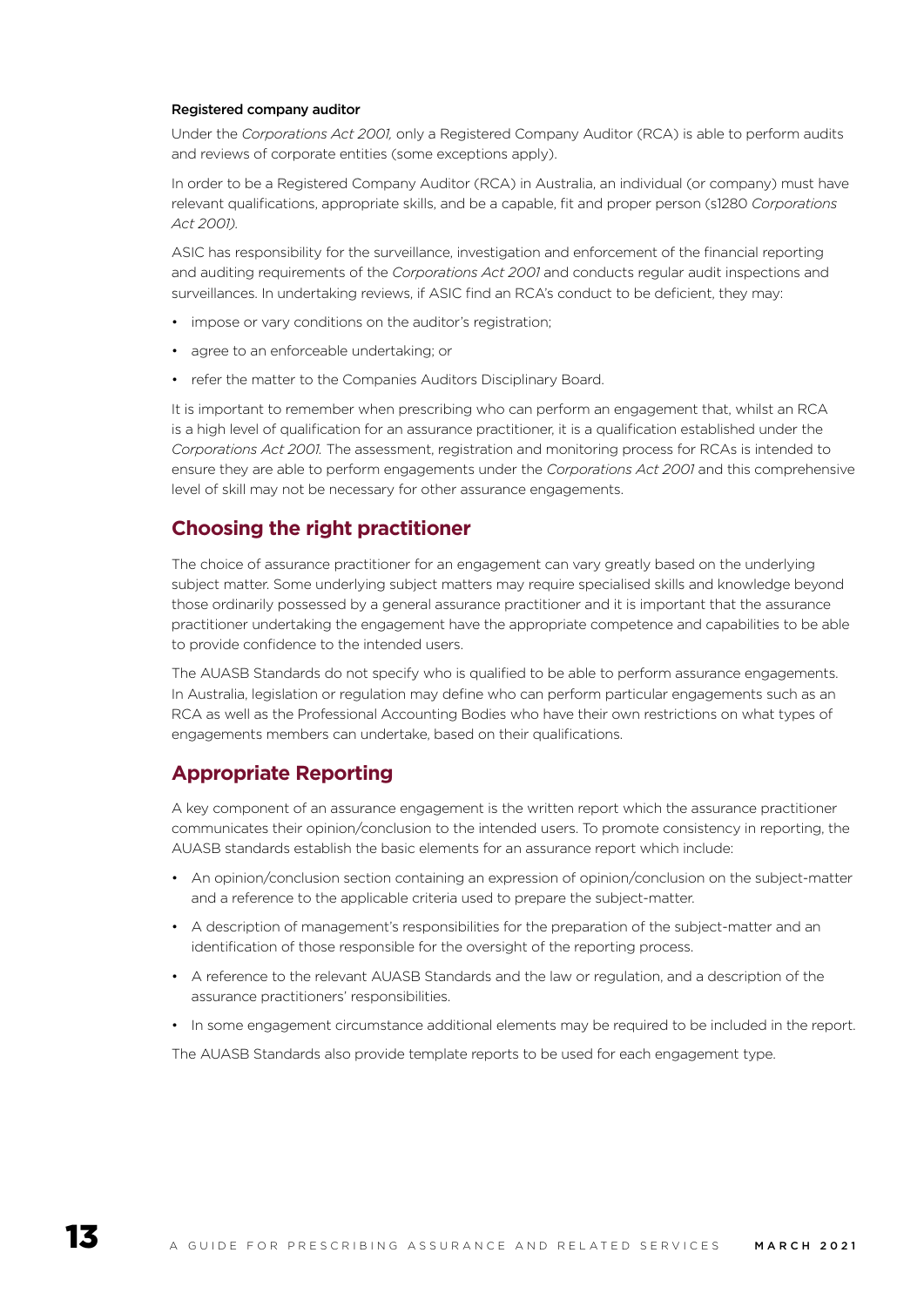#### Registered company auditor

Under the *Corporations Act 2001,* only a Registered Company Auditor (RCA) is able to perform audits and reviews of corporate entities (some exceptions apply).

In order to be a Registered Company Auditor (RCA) in Australia, an individual (or company) must have relevant qualifications, appropriate skills, and be a capable, fit and proper person (s1280 *Corporations Act 2001).*

ASIC has responsibility for the surveillance, investigation and enforcement of the financial reporting and auditing requirements of the *Corporations Act 2001* and conducts regular audit inspections and surveillances. In undertaking reviews, if ASIC find an RCA's conduct to be deficient, they may:

- impose or vary conditions on the auditor's registration;
- agree to an enforceable undertaking; or
- refer the matter to the Companies Auditors Disciplinary Board.

It is important to remember when prescribing who can perform an engagement that, whilst an RCA is a high level of qualification for an assurance practitioner, it is a qualification established under the *Corporations Act 2001.* The assessment, registration and monitoring process for RCAs is intended to ensure they are able to perform engagements under the *Corporations Act 2001* and this comprehensive level of skill may not be necessary for other assurance engagements.

## Choosing the right practitioner

The choice of assurance practitioner for an engagement can vary greatly based on the underlying subject matter. Some underlying subject matters may require specialised skills and knowledge beyond those ordinarily possessed by a general assurance practitioner and it is important that the assurance practitioner undertaking the engagement have the appropriate competence and capabilities to be able to provide confidence to the intended users.

The AUASB Standards do not specify who is qualified to be able to perform assurance engagements. In Australia, legislation or regulation may define who can perform particular engagements such as an RCA as well as the Professional Accounting Bodies who have their own restrictions on what types of engagements members can undertake, based on their qualifications.

## Appropriate Reporting

A key component of an assurance engagement is the written report which the assurance practitioner communicates their opinion/conclusion to the intended users. To promote consistency in reporting, the AUASB standards establish the basic elements for an assurance report which include:

- An opinion/conclusion section containing an expression of opinion/conclusion on the subject-matter and a reference to the applicable criteria used to prepare the subject-matter.
- A description of management's responsibilities for the preparation of the subject-matter and an identification of those responsible for the oversight of the reporting process.
- A reference to the relevant AUASB Standards and the law or regulation, and a description of the assurance practitioners' responsibilities.
- In some engagement circumstance additional elements may be required to be included in the report.

The AUASB Standards also provide template reports to be used for each engagement type.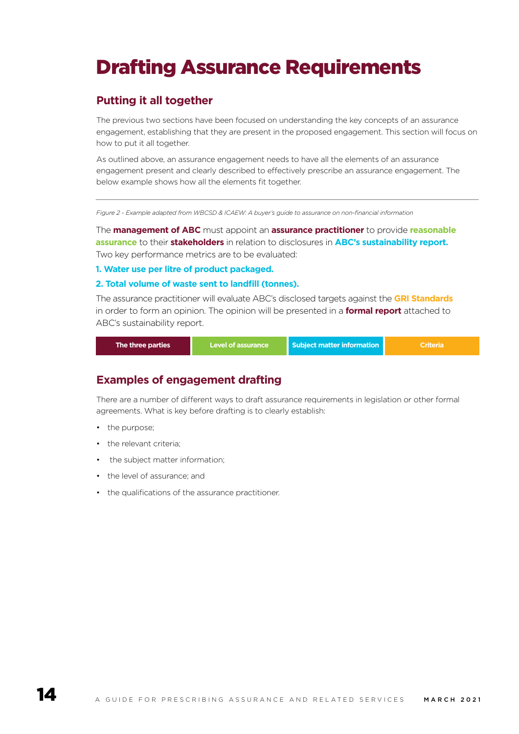# Drafting Assurance Requirements

## Putting it all together

The previous two sections have been focused on understanding the key concepts of an assurance engagement, establishing that they are present in the proposed engagement. This section will focus on how to put it all together.

As outlined above, an assurance engagement needs to have all the elements of an assurance engagement present and clearly described to effectively prescribe an assurance engagement. The below example shows how all the elements fit together.

---

*Figure 2 - Example adapted from WBCSD & ICAEW: A buyer's guide to assurance on non-financial information*

The **management of ABC** must appoint an **assurance practitioner** to provide **reasonable assurance** to their **stakeholders** in relation to disclosures in **ABC's sustainability report.** Two key performance metrics are to be evaluated:

**1. Water use per litre of product packaged.**

**2. Total volume of waste sent to landfill (tonnes).**

The assurance practitioner will evaluate ABC's disclosed targets against the **GRI Standards** in order to form an opinion. The opinion will be presented in a **formal report** attached to ABC's sustainability report.

| The three parties | Level of assurance | Subject matter information | Criteria |
|---|---|---|---|

## Examples of engagement drafting

There are a number of different ways to draft assurance requirements in legislation or other formal agreements. What is key before drafting is to clearly establish:

- the purpose;
- the relevant criteria;
- the subject matter information;
- the level of assurance; and
- the qualifications of the assurance practitioner.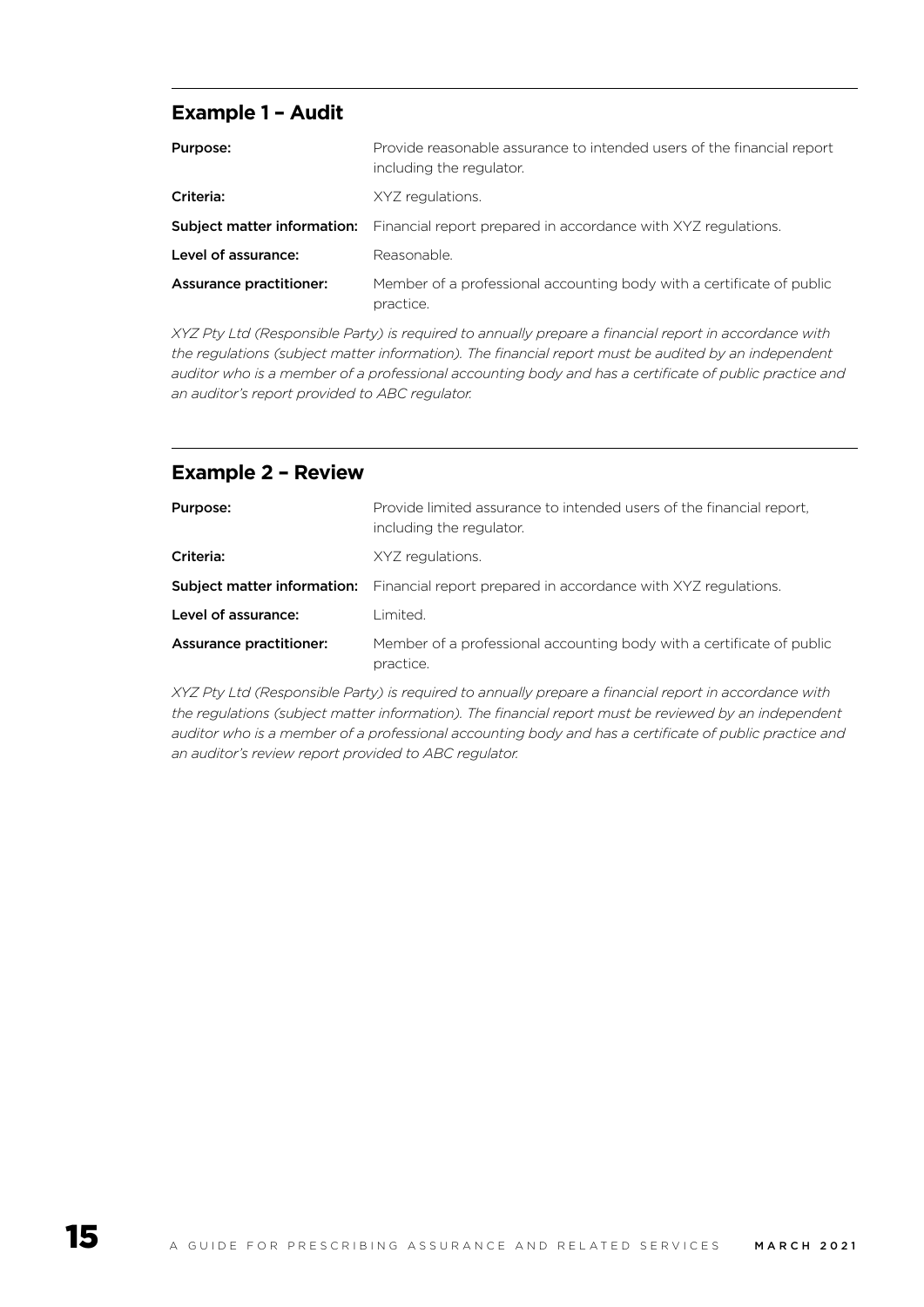## Example 1 – Audit

| | |
|---|---|
| **Purpose:** | Provide reasonable assurance to intended users of the financial report including the regulator. |
| **Criteria:** | XYZ regulations. |
| **Subject matter information:** | Financial report prepared in accordance with XYZ regulations. |
| **Level of assurance:** | Reasonable. |
| **Assurance practitioner:** | Member of a professional accounting body with a certificate of public practice. |

*XYZ Pty Ltd (Responsible Party) is required to annually prepare a financial report in accordance with the regulations (subject matter information). The financial report must be audited by an independent auditor who is a member of a professional accounting body and has a certificate of public practice and an auditor's report provided to ABC regulator.*

## Example 2 – Review

| | |
|---|---|
| **Purpose:** | Provide limited assurance to intended users of the financial report, including the regulator. |
| **Criteria:** | XYZ regulations. |
| **Subject matter information:** | Financial report prepared in accordance with XYZ regulations. |
| **Level of assurance:** | Limited. |
| **Assurance practitioner:** | Member of a professional accounting body with a certificate of public practice. |

*XYZ Pty Ltd (Responsible Party) is required to annually prepare a financial report in accordance with the regulations (subject matter information). The financial report must be reviewed by an independent auditor who is a member of a professional accounting body and has a certificate of public practice and an auditor's review report provided to ABC regulator.*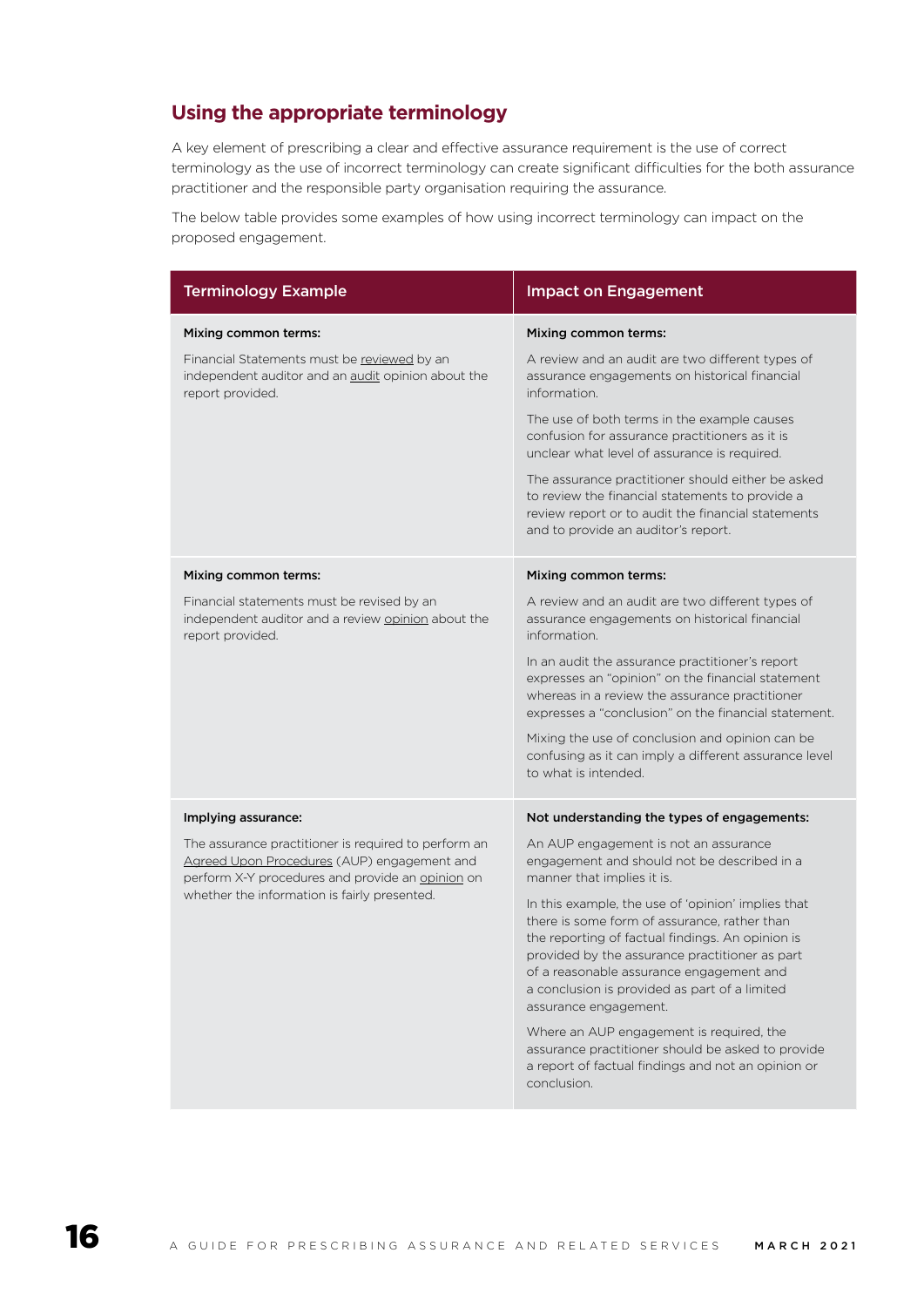## Using the appropriate terminology

A key element of prescribing a clear and effective assurance requirement is the use of correct terminology as the use of incorrect terminology can create significant difficulties for the both assurance practitioner and the responsible party organisation requiring the assurance.

The below table provides some examples of how using incorrect terminology can impact on the proposed engagement.

| Terminology Example | Impact on Engagement |
|---|---|
| **Mixing common terms:**<br><br>Financial Statements must be reviewed by an independent auditor and an audit opinion about the report provided. | **Mixing common terms:**<br><br>A review and an audit are two different types of assurance engagements on historical financial information.<br><br>The use of both terms in the example causes confusion for assurance practitioners as it is unclear what level of assurance is required.<br><br>The assurance practitioner should either be asked to review the financial statements to provide a review report or to audit the financial statements and to provide an auditor's report. |
| **Mixing common terms:**<br><br>Financial statements must be revised by an independent auditor and a review opinion about the report provided. | **Mixing common terms:**<br><br>A review and an audit are two different types of assurance engagements on historical financial information.<br><br>In an audit the assurance practitioner's report expresses an "opinion" on the financial statement whereas in a review the assurance practitioner expresses a "conclusion" on the financial statement.<br><br>Mixing the use of conclusion and opinion can be confusing as it can imply a different assurance level to what is intended. |
| **Implying assurance:**<br><br>The assurance practitioner is required to perform an Agreed Upon Procedures (AUP) engagement and perform X-Y procedures and provide an opinion on whether the information is fairly presented. | **Not understanding the types of engagements:**<br><br>An AUP engagement is not an assurance engagement and should not be described in a manner that implies it is.<br><br>In this example, the use of 'opinion' implies that there is some form of assurance, rather than the reporting of factual findings. An opinion is provided by the assurance practitioner as part of a reasonable assurance engagement and a conclusion is provided as part of a limited assurance engagement.<br><br>Where an AUP engagement is required, the assurance practitioner should be asked to provide a report of factual findings and not an opinion or conclusion. |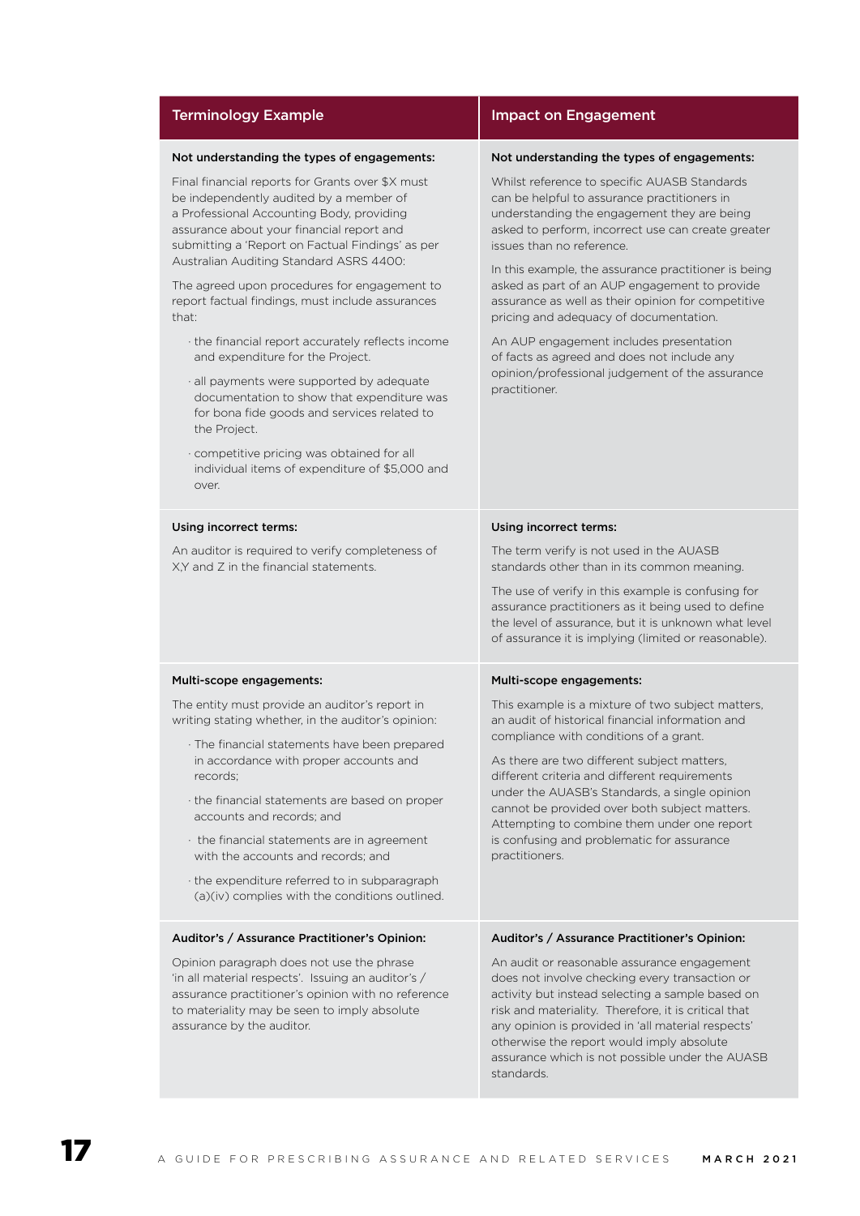| Terminology Example | Impact on Engagement |
|---|---|
| **Not understanding the types of engagements:**<br><br>Final financial reports for Grants over $X must be independently audited by a member of a Professional Accounting Body, providing assurance about your financial report and submitting a 'Report on Factual Findings' as per Australian Auditing Standard ASRS 4400:<br><br>The agreed upon procedures for engagement to report factual findings, must include assurances that:<br><br>· the financial report accurately reflects income and expenditure for the Project.<br><br>· all payments were supported by adequate documentation to show that expenditure was for bona fide goods and services related to the Project.<br><br>· competitive pricing was obtained for all individual items of expenditure of $5,000 and over. | **Not understanding the types of engagements:**<br><br>Whilst reference to specific AUASB Standards can be helpful to assurance practitioners in understanding the engagement they are being asked to perform, incorrect use can create greater issues than no reference.<br><br>In this example, the assurance practitioner is being asked as part of an AUP engagement to provide assurance as well as their opinion for competitive pricing and adequacy of documentation.<br><br>An AUP engagement includes presentation of facts as agreed and does not include any opinion/professional judgement of the assurance practitioner. |
| **Using incorrect terms:**<br><br>An auditor is required to verify completeness of X,Y and Z in the financial statements. | **Using incorrect terms:**<br><br>The term verify is not used in the AUASB standards other than in its common meaning.<br><br>The use of verify in this example is confusing for assurance practitioners as it being used to define the level of assurance, but it is unknown what level of assurance it is implying (limited or reasonable). |
| **Multi-scope engagements:**<br><br>The entity must provide an auditor's report in writing stating whether, in the auditor's opinion:<br><br>· The financial statements have been prepared in accordance with proper accounts and records;<br><br>· the financial statements are based on proper accounts and records; and<br><br>· the financial statements are in agreement with the accounts and records; and<br><br>· the expenditure referred to in subparagraph (a)(iv) complies with the conditions outlined. | **Multi-scope engagements:**<br><br>This example is a mixture of two subject matters, an audit of historical financial information and compliance with conditions of a grant.<br><br>As there are two different subject matters, different criteria and different requirements under the AUASB's Standards, a single opinion cannot be provided over both subject matters. Attempting to combine them under one report is confusing and problematic for assurance practitioners. |
| **Auditor's / Assurance Practitioner's Opinion:**<br><br>Opinion paragraph does not use the phrase 'in all material respects'. Issuing an auditor's / assurance practitioner's opinion with no reference to materiality may be seen to imply absolute assurance by the auditor. | **Auditor's / Assurance Practitioner's Opinion:**<br><br>An audit or reasonable assurance engagement does not involve checking every transaction or activity but instead selecting a sample based on risk and materiality. Therefore, it is critical that any opinion is provided in 'all material respects' otherwise the report would imply absolute assurance which is not possible under the AUASB standards. |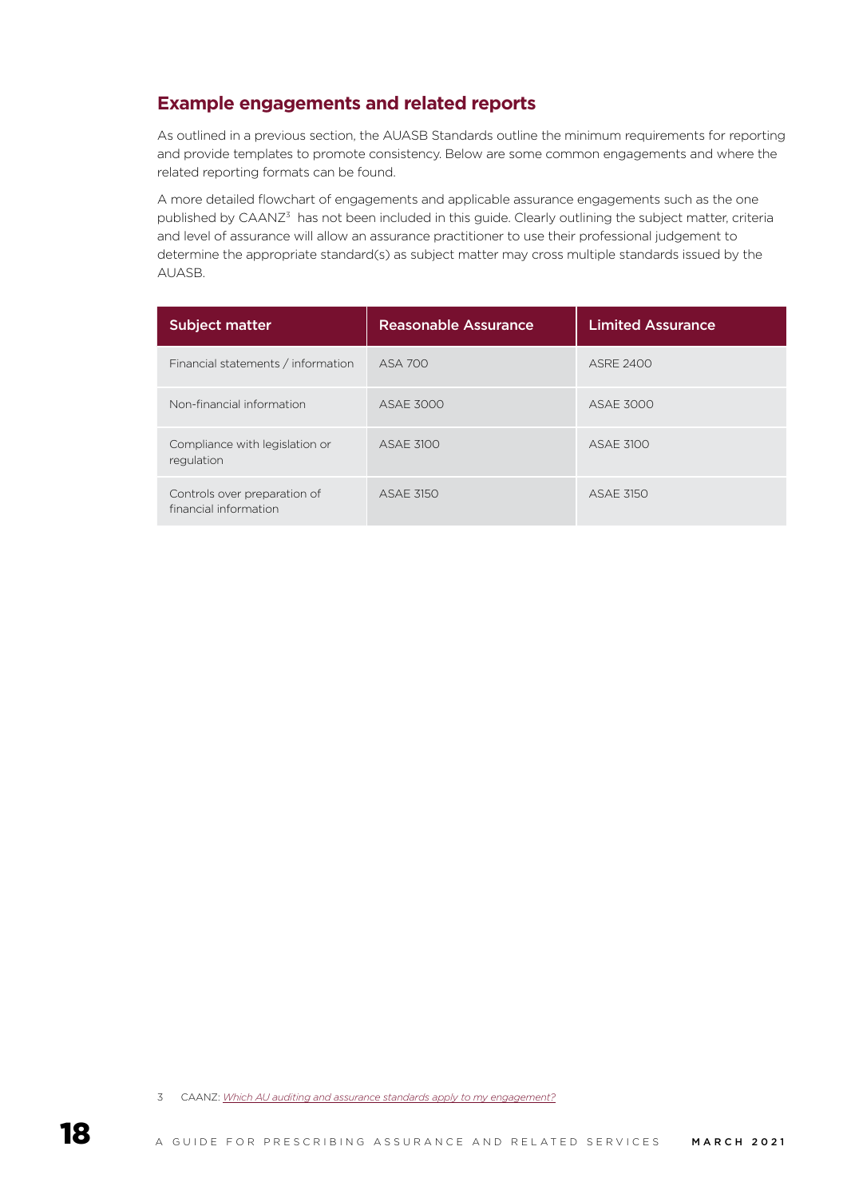## Example engagements and related reports

As outlined in a previous section, the AUASB Standards outline the minimum requirements for reporting and provide templates to promote consistency. Below are some common engagements and where the related reporting formats can be found.

A more detailed flowchart of engagements and applicable assurance engagements such as the one published by CAANZ[3] has not been included in this guide. Clearly outlining the subject matter, criteria and level of assurance will allow an assurance practitioner to use their professional judgement to determine the appropriate standard(s) as subject matter may cross multiple standards issued by the AUASB.

| Subject matter | Reasonable Assurance | Limited Assurance |
| --- | --- | --- |
| Financial statements / information | ASA 700 | ASRE 2400 |
| Non-financial information | ASAE 3000 | ASAE 3000 |
| Compliance with legislation or regulation | ASAE 3100 | ASAE 3100 |
| Controls over preparation of financial information | ASAE 3150 | ASAE 3150 |

3 CAANZ: *Which AU auditing and assurance standards apply to my engagement?*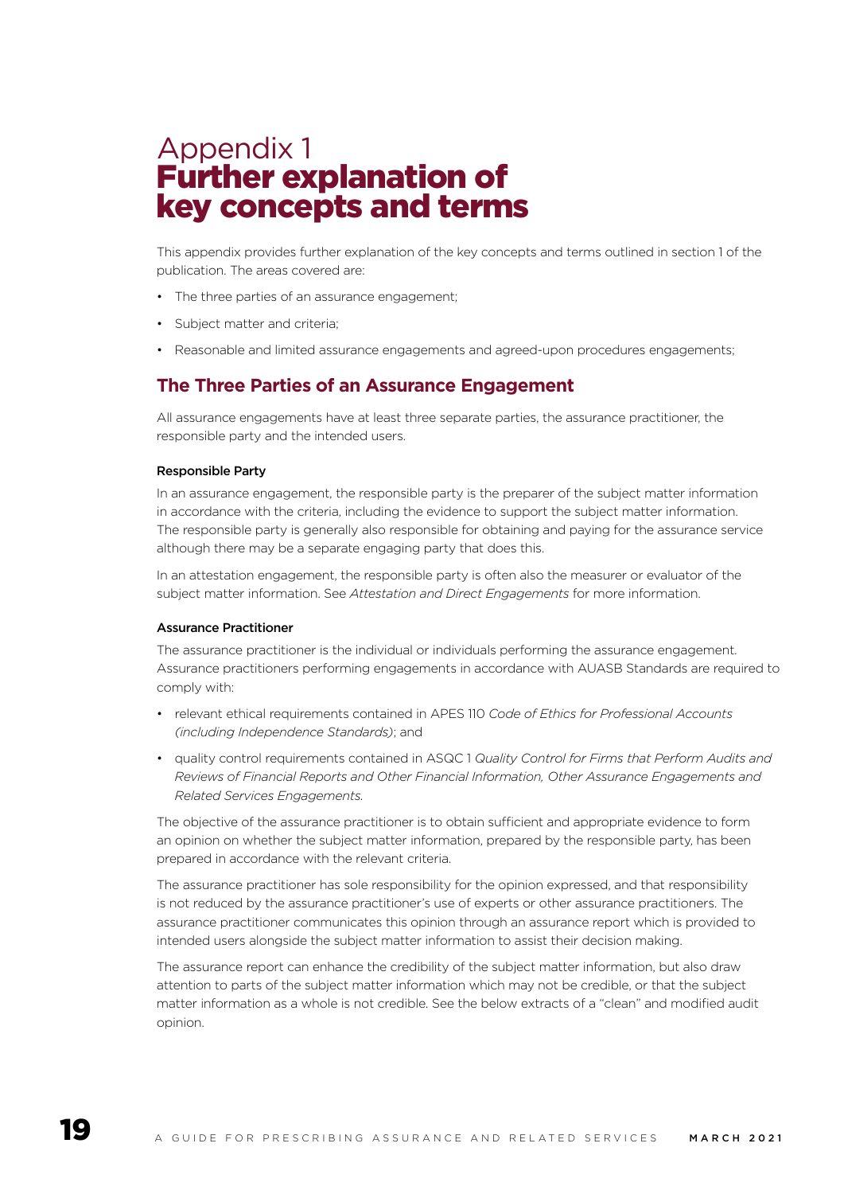# Appendix 1
# Further explanation of key concepts and terms

This appendix provides further explanation of the key concepts and terms outlined in section 1 of the publication. The areas covered are:

- The three parties of an assurance engagement;
- Subject matter and criteria;
- Reasonable and limited assurance engagements and agreed-upon procedures engagements;

## The Three Parties of an Assurance Engagement

All assurance engagements have at least three separate parties, the assurance practitioner, the responsible party and the intended users.

#### Responsible Party

In an assurance engagement, the responsible party is the preparer of the subject matter information in accordance with the criteria, including the evidence to support the subject matter information. The responsible party is generally also responsible for obtaining and paying for the assurance service although there may be a separate engaging party that does this.

In an attestation engagement, the responsible party is often also the measurer or evaluator of the subject matter information. See *Attestation and Direct Engagements* for more information.

#### Assurance Practitioner

The assurance practitioner is the individual or individuals performing the assurance engagement. Assurance practitioners performing engagements in accordance with AUASB Standards are required to comply with:

- relevant ethical requirements contained in APES 110 *Code of Ethics for Professional Accounts (including Independence Standards)*; and
- quality control requirements contained in ASQC 1 *Quality Control for Firms that Perform Audits and Reviews of Financial Reports and Other Financial Information, Other Assurance Engagements and Related Services Engagements.*

The objective of the assurance practitioner is to obtain sufficient and appropriate evidence to form an opinion on whether the subject matter information, prepared by the responsible party, has been prepared in accordance with the relevant criteria.

The assurance practitioner has sole responsibility for the opinion expressed, and that responsibility is not reduced by the assurance practitioner's use of experts or other assurance practitioners. The assurance practitioner communicates this opinion through an assurance report which is provided to intended users alongside the subject matter information to assist their decision making.

The assurance report can enhance the credibility of the subject matter information, but also draw attention to parts of the subject matter information which may not be credible, or that the subject matter information as a whole is not credible. See the below extracts of a "clean" and modified audit opinion.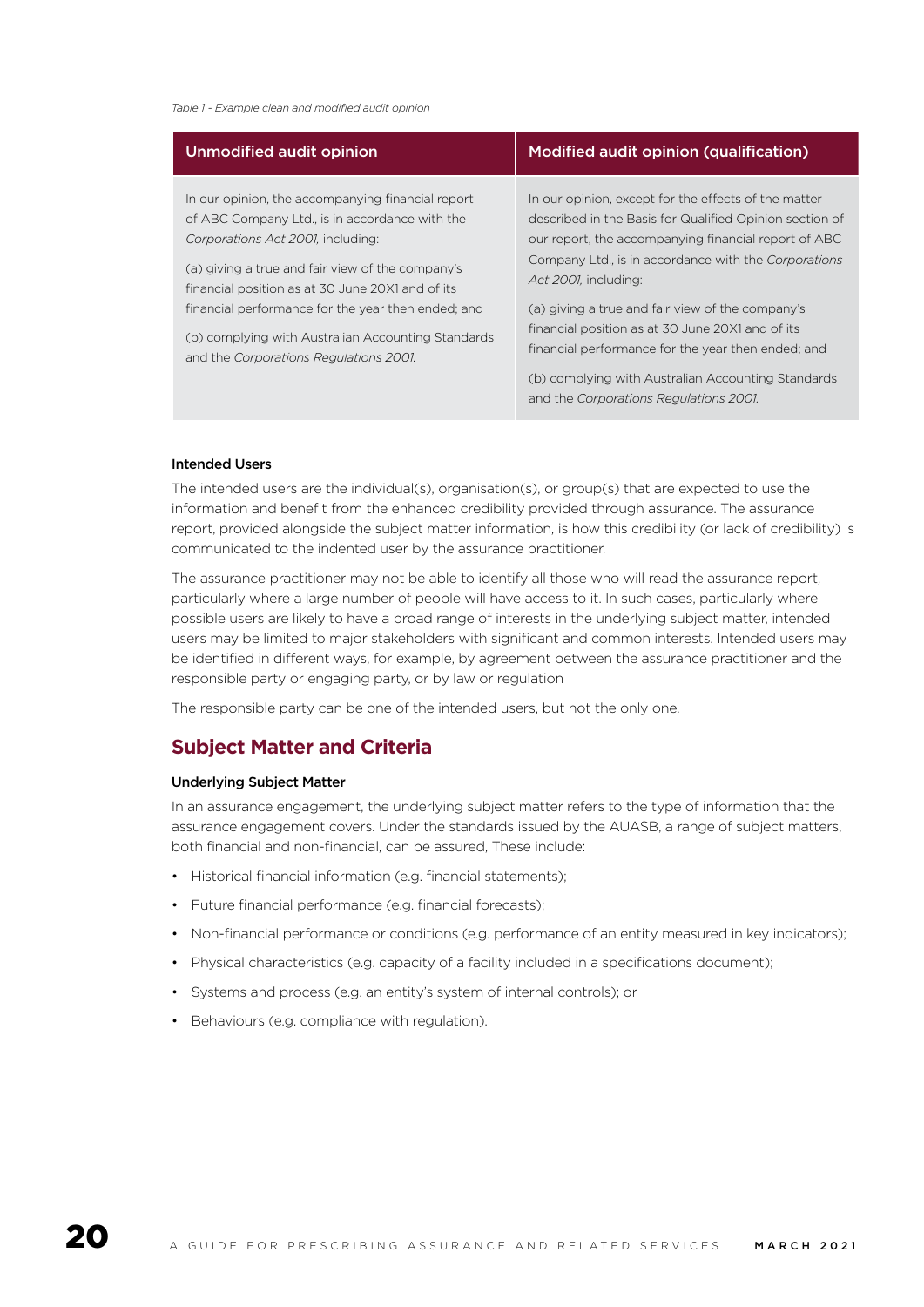*Table 1 - Example clean and modified audit opinion*

| Unmodified audit opinion | Modified audit opinion (qualification) |
|---|---|
| In our opinion, the accompanying financial report of ABC Company Ltd., is in accordance with the *Corporations Act 2001,* including:<br><br>(a) giving a true and fair view of the company's financial position as at 30 June 20X1 and of its financial performance for the year then ended; and<br><br>(b) complying with Australian Accounting Standards and the *Corporations Regulations 2001.* | In our opinion, except for the effects of the matter described in the Basis for Qualified Opinion section of our report, the accompanying financial report of ABC Company Ltd., is in accordance with the *Corporations Act 2001,* including:<br><br>(a) giving a true and fair view of the company's financial position as at 30 June 20X1 and of its financial performance for the year then ended; and<br><br>(b) complying with Australian Accounting Standards and the *Corporations Regulations 2001.* |

#### Intended Users

The intended users are the individual(s), organisation(s), or group(s) that are expected to use the information and benefit from the enhanced credibility provided through assurance. The assurance report, provided alongside the subject matter information, is how this credibility (or lack of credibility) is communicated to the indented user by the assurance practitioner.

The assurance practitioner may not be able to identify all those who will read the assurance report, particularly where a large number of people will have access to it. In such cases, particularly where possible users are likely to have a broad range of interests in the underlying subject matter, intended users may be limited to major stakeholders with significant and common interests. Intended users may be identified in different ways, for example, by agreement between the assurance practitioner and the responsible party or engaging party, or by law or regulation

The responsible party can be one of the intended users, but not the only one.

## Subject Matter and Criteria

#### Underlying Subject Matter

In an assurance engagement, the underlying subject matter refers to the type of information that the assurance engagement covers. Under the standards issued by the AUASB, a range of subject matters, both financial and non-financial, can be assured, These include:

- Historical financial information (e.g. financial statements);
- Future financial performance (e.g. financial forecasts);
- Non-financial performance or conditions (e.g. performance of an entity measured in key indicators);
- Physical characteristics (e.g. capacity of a facility included in a specifications document);
- Systems and process (e.g. an entity's system of internal controls); or
- Behaviours (e.g. compliance with regulation).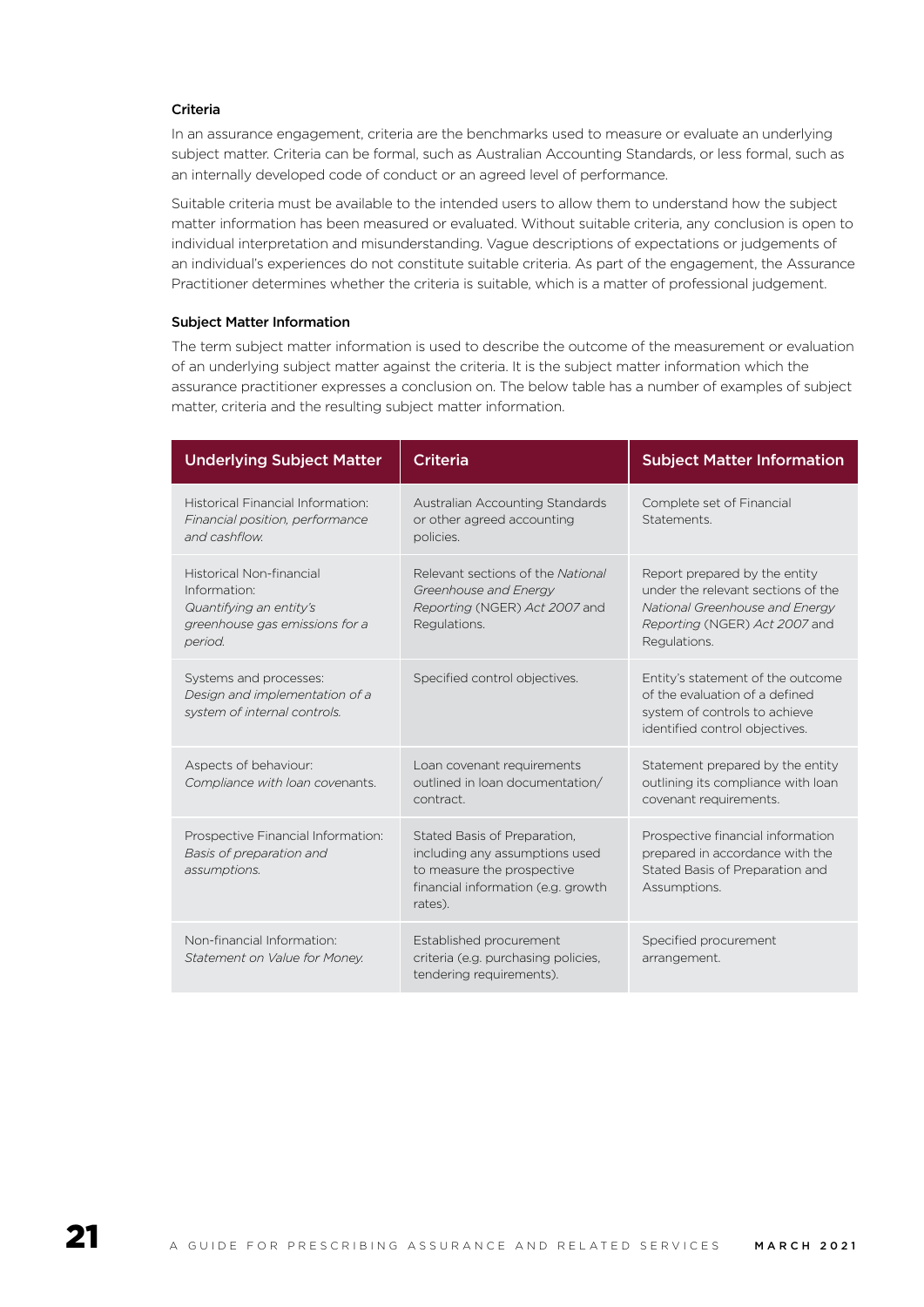### Criteria

In an assurance engagement, criteria are the benchmarks used to measure or evaluate an underlying subject matter. Criteria can be formal, such as Australian Accounting Standards, or less formal, such as an internally developed code of conduct or an agreed level of performance.

Suitable criteria must be available to the intended users to allow them to understand how the subject matter information has been measured or evaluated. Without suitable criteria, any conclusion is open to individual interpretation and misunderstanding. Vague descriptions of expectations or judgements of an individual's experiences do not constitute suitable criteria. As part of the engagement, the Assurance Practitioner determines whether the criteria is suitable, which is a matter of professional judgement.

### Subject Matter Information

The term subject matter information is used to describe the outcome of the measurement or evaluation of an underlying subject matter against the criteria. It is the subject matter information which the assurance practitioner expresses a conclusion on. The below table has a number of examples of subject matter, criteria and the resulting subject matter information.

| Underlying Subject Matter | Criteria | Subject Matter Information |
|---|---|---|
| Historical Financial Information: *Financial position, performance and cashflow.* | Australian Accounting Standards or other agreed accounting policies. | Complete set of Financial Statements. |
| Historical Non-financial Information: *Quantifying an entity's greenhouse gas emissions for a period.* | Relevant sections of the *National Greenhouse and Energy Reporting* (NGER) *Act 2007* and Regulations. | Report prepared by the entity under the relevant sections of the *National Greenhouse and Energy Reporting* (NGER) *Act 2007* and Regulations. |
| Systems and processes: *Design and implementation of a system of internal controls.* | Specified control objectives. | Entity's statement of the outcome of the evaluation of a defined system of controls to achieve identified control objectives. |
| Aspects of behaviour: *Compliance with loan covenants.* | Loan covenant requirements outlined in loan documentation/ contract. | Statement prepared by the entity outlining its compliance with loan covenant requirements. |
| Prospective Financial Information: *Basis of preparation and assumptions.* | Stated Basis of Preparation, including any assumptions used to measure the prospective financial information (e.g. growth rates). | Prospective financial information prepared in accordance with the Stated Basis of Preparation and Assumptions. |
| Non-financial Information: *Statement on Value for Money.* | Established procurement criteria (e.g. purchasing policies, tendering requirements). | Specified procurement arrangement. |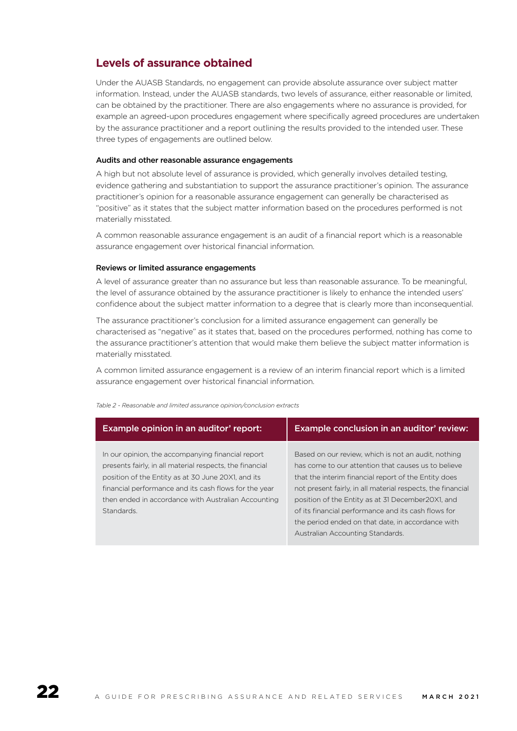## Levels of assurance obtained

Under the AUASB Standards, no engagement can provide absolute assurance over subject matter information. Instead, under the AUASB standards, two levels of assurance, either reasonable or limited, can be obtained by the practitioner. There are also engagements where no assurance is provided, for example an agreed-upon procedures engagement where specifically agreed procedures are undertaken by the assurance practitioner and a report outlining the results provided to the intended user. These three types of engagements are outlined below.

#### Audits and other reasonable assurance engagements

A high but not absolute level of assurance is provided, which generally involves detailed testing, evidence gathering and substantiation to support the assurance practitioner's opinion. The assurance practitioner's opinion for a reasonable assurance engagement can generally be characterised as "positive" as it states that the subject matter information based on the procedures performed is not materially misstated.

A common reasonable assurance engagement is an audit of a financial report which is a reasonable assurance engagement over historical financial information.

#### Reviews or limited assurance engagements

A level of assurance greater than no assurance but less than reasonable assurance. To be meaningful, the level of assurance obtained by the assurance practitioner is likely to enhance the intended users' confidence about the subject matter information to a degree that is clearly more than inconsequential.

The assurance practitioner's conclusion for a limited assurance engagement can generally be characterised as "negative" as it states that, based on the procedures performed, nothing has come to the assurance practitioner's attention that would make them believe the subject matter information is materially misstated.

A common limited assurance engagement is a review of an interim financial report which is a limited assurance engagement over historical financial information.

*Table 2 - Reasonable and limited assurance opinion/conclusion extracts*

| Example opinion in an auditor' report: | Example conclusion in an auditor' review: |
|---|---|
| In our opinion, the accompanying financial report presents fairly, in all material respects, the financial position of the Entity as at 30 June 20X1, and its financial performance and its cash flows for the year then ended in accordance with Australian Accounting Standards. | Based on our review, which is not an audit, nothing has come to our attention that causes us to believe that the interim financial report of the Entity does not present fairly, in all material respects, the financial position of the Entity as at 31 December20X1, and of its financial performance and its cash flows for the period ended on that date, in accordance with Australian Accounting Standards. |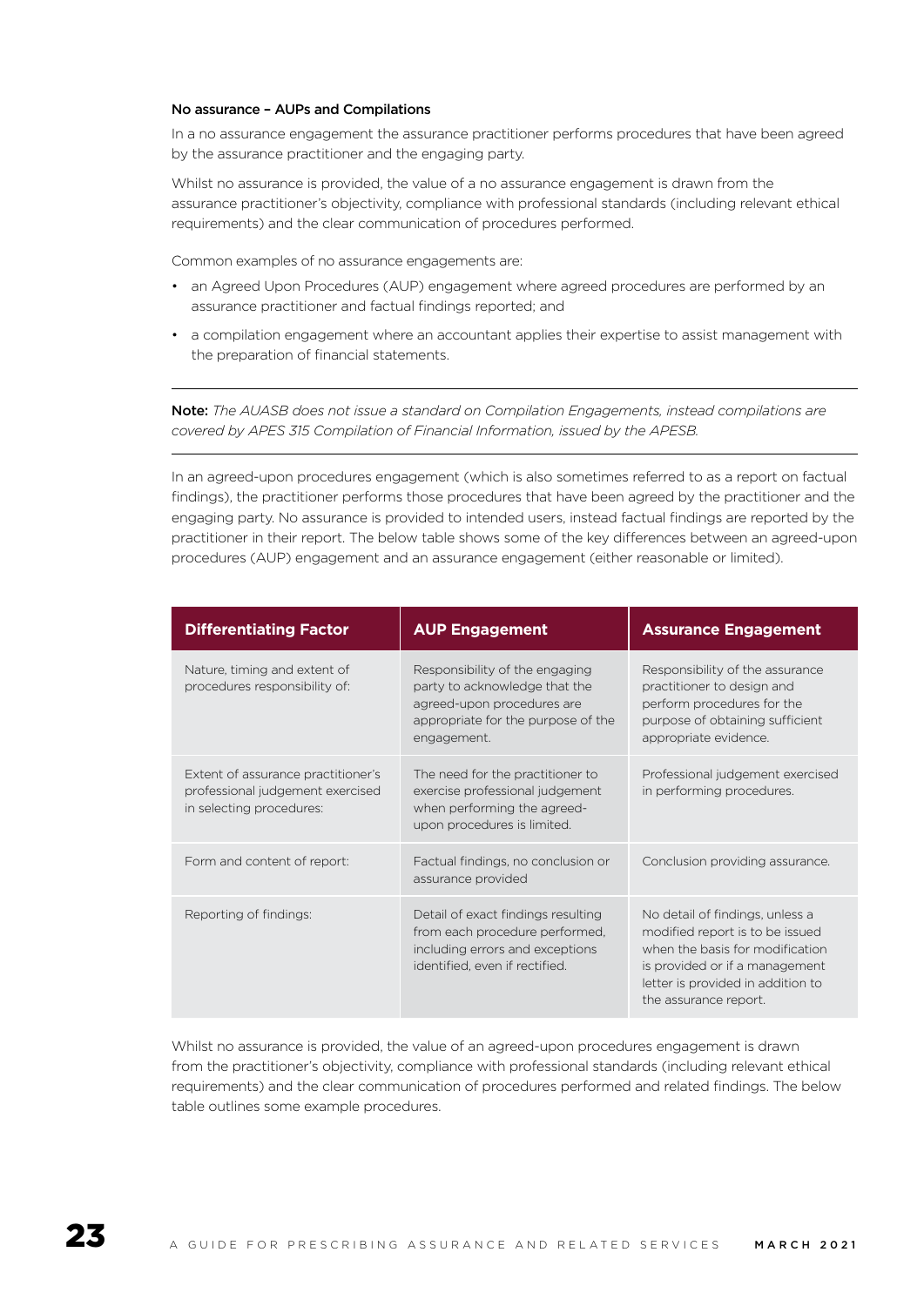### No assurance – AUPs and Compilations

In a no assurance engagement the assurance practitioner performs procedures that have been agreed by the assurance practitioner and the engaging party.

Whilst no assurance is provided, the value of a no assurance engagement is drawn from the assurance practitioner's objectivity, compliance with professional standards (including relevant ethical requirements) and the clear communication of procedures performed.

Common examples of no assurance engagements are:

- an Agreed Upon Procedures (AUP) engagement where agreed procedures are performed by an assurance practitioner and factual findings reported; and
- a compilation engagement where an accountant applies their expertise to assist management with the preparation of financial statements.

---

**Note:** *The AUASB does not issue a standard on Compilation Engagements, instead compilations are covered by APES 315 Compilation of Financial Information, issued by the APESB.*

---

In an agreed-upon procedures engagement (which is also sometimes referred to as a report on factual findings), the practitioner performs those procedures that have been agreed by the practitioner and the engaging party. No assurance is provided to intended users, instead factual findings are reported by the practitioner in their report. The below table shows some of the key differences between an agreed-upon procedures (AUP) engagement and an assurance engagement (either reasonable or limited).

| Differentiating Factor | AUP Engagement | Assurance Engagement |
| --- | --- | --- |
| Nature, timing and extent of procedures responsibility of: | Responsibility of the engaging party to acknowledge that the agreed-upon procedures are appropriate for the purpose of the engagement. | Responsibility of the assurance practitioner to design and perform procedures for the purpose of obtaining sufficient appropriate evidence. |
| Extent of assurance practitioner's professional judgement exercised in selecting procedures: | The need for the practitioner to exercise professional judgement when performing the agreed-upon procedures is limited. | Professional judgement exercised in performing procedures. |
| Form and content of report: | Factual findings, no conclusion or assurance provided | Conclusion providing assurance. |
| Reporting of findings: | Detail of exact findings resulting from each procedure performed, including errors and exceptions identified, even if rectified. | No detail of findings, unless a modified report is to be issued when the basis for modification is provided or if a management letter is provided in addition to the assurance report. |

Whilst no assurance is provided, the value of an agreed-upon procedures engagement is drawn from the practitioner's objectivity, compliance with professional standards (including relevant ethical requirements) and the clear communication of procedures performed and related findings. The below table outlines some example procedures.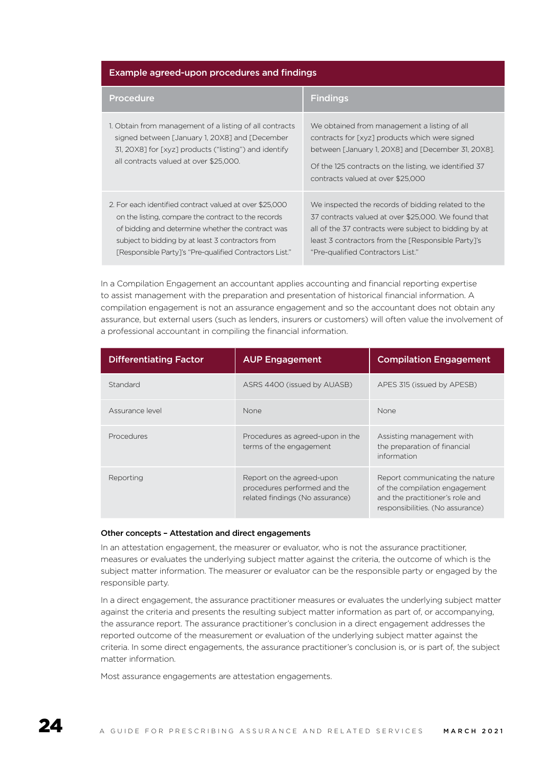| Example agreed-upon procedures and findings | |
|---|---|
| **Procedure** | **Findings** |
| 1. Obtain from management of a listing of all contracts signed between [January 1, 20X8] and [December 31, 20X8] for [xyz] products ("listing") and identify all contracts valued at over $25,000. | We obtained from management a listing of all contracts for [xyz] products which were signed between [January 1, 20X8] and [December 31, 20X8].<br><br>Of the 125 contracts on the listing, we identified 37 contracts valued at over $25,000 |
| 2. For each identified contract valued at over $25,000 on the listing, compare the contract to the records of bidding and determine whether the contract was subject to bidding by at least 3 contractors from [Responsible Party]'s "Pre-qualified Contractors List." | We inspected the records of bidding related to the 37 contracts valued at over $25,000. We found that all of the 37 contracts were subject to bidding by at least 3 contractors from the [Responsible Party]'s "Pre-qualified Contractors List." |

In a Compilation Engagement an accountant applies accounting and financial reporting expertise to assist management with the preparation and presentation of historical financial information. A compilation engagement is not an assurance engagement and so the accountant does not obtain any assurance, but external users (such as lenders, insurers or customers) will often value the involvement of a professional accountant in compiling the financial information.

| Differentiating Factor | AUP Engagement | Compilation Engagement |
|---|---|---|
| Standard | ASRS 4400 (issued by AUASB) | APES 315 (issued by APESB) |
| Assurance level | None | None |
| Procedures | Procedures as agreed-upon in the terms of the engagement | Assisting management with the preparation of financial information |
| Reporting | Report on the agreed-upon procedures performed and the related findings (No assurance) | Report communicating the nature of the compilation engagement and the practitioner's role and responsibilities. (No assurance) |

**Other concepts – Attestation and direct engagements**

In an attestation engagement, the measurer or evaluator, who is not the assurance practitioner, measures or evaluates the underlying subject matter against the criteria, the outcome of which is the subject matter information. The measurer or evaluator can be the responsible party or engaged by the responsible party.

In a direct engagement, the assurance practitioner measures or evaluates the underlying subject matter against the criteria and presents the resulting subject matter information as part of, or accompanying, the assurance report. The assurance practitioner's conclusion in a direct engagement addresses the reported outcome of the measurement or evaluation of the underlying subject matter against the criteria. In some direct engagements, the assurance practitioner's conclusion is, or is part of, the subject matter information.

Most assurance engagements are attestation engagements.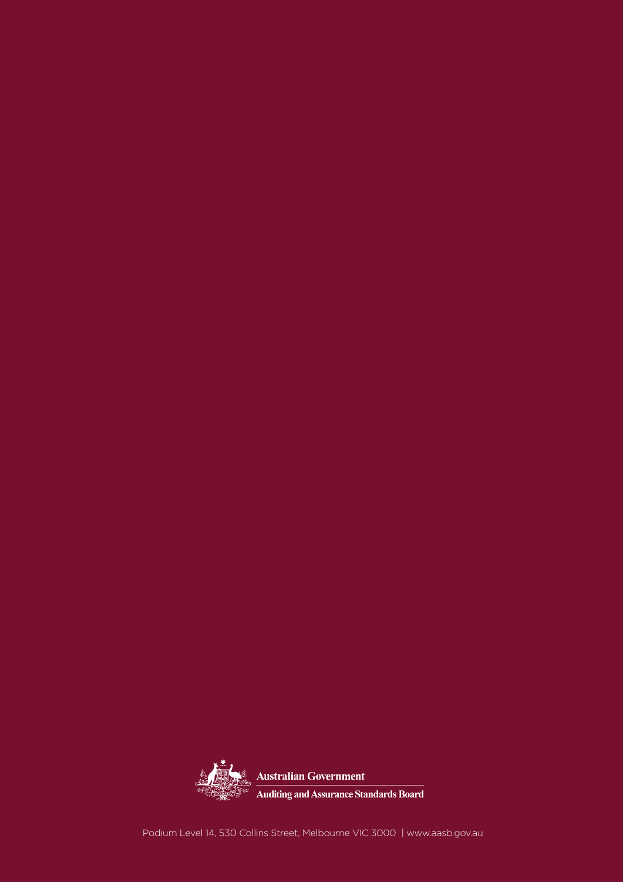Australian Government

Auditing and Assurance Standards Board

Podium Level 14, 530 Collins Street, Melbourne VIC 3000 | www.aasb.gov.au